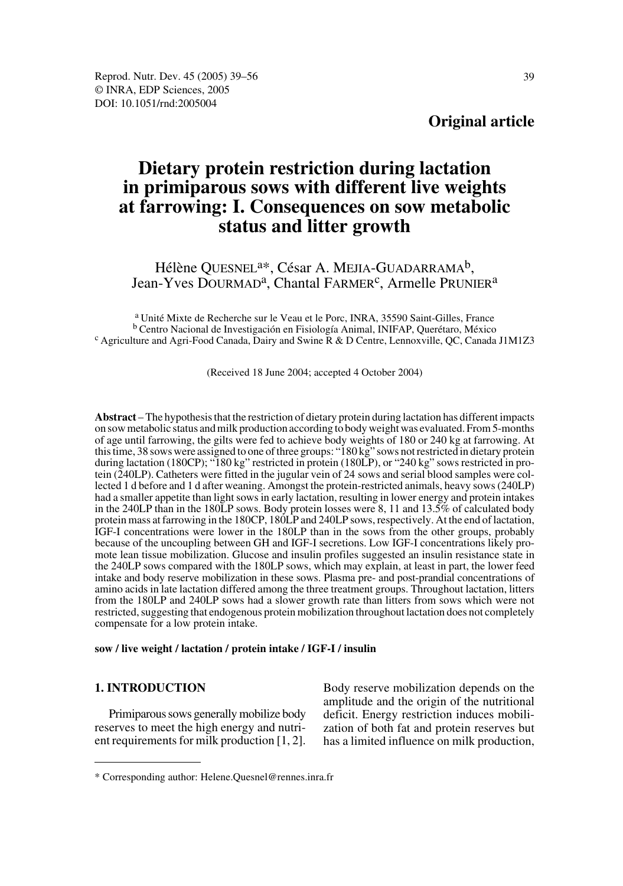**Original article**

# Dietary protein restriction during lactation in primiparous sows with different live weights at farrowing: I. Consequences on sow metabolic status and litter growth

Hélène QUESNEL[a]*, César A. MEJIA-GUADARRAMA[b], Jean-Yves DOURMAD[a], Chantal FARMER[c], Armelle PRUNIER[a]

[a] Unité Mixte de Recherche sur le Veau et le Porc, INRA, 35590 Saint-Gilles, France
[b] Centro Nacional de Investigación en Fisiología Animal, INIFAP, Querétaro, México
[c] Agriculture and Agri-Food Canada, Dairy and Swine R & D Centre, Lennoxville, QC, Canada J1M1Z3

(Received 18 June 2004; accepted 4 October 2004)

**Abstract** – The hypothesis that the restriction of dietary protein during lactation has different impacts on sow metabolic status and milk production according to body weight was evaluated. From 5-months of age until farrowing, the gilts were fed to achieve body weights of 180 or 240 kg at farrowing. At this time, 38 sows were assigned to one of three groups: "180 kg" sows not restricted in dietary protein during lactation (180CP); "180 kg" restricted in protein (180LP), or "240 kg" sows restricted in protein (240LP). Catheters were fitted in the jugular vein of 24 sows and serial blood samples were collected 1 d before and 1 d after weaning. Amongst the protein-restricted animals, heavy sows (240LP) had a smaller appetite than light sows in early lactation, resulting in lower energy and protein intakes in the 240LP than in the 180LP sows. Body protein losses were 8, 11 and 13.5% of calculated body protein mass at farrowing in the 180CP, 180LP and 240LP sows, respectively. At the end of lactation, IGF-I concentrations were lower in the 180LP than in the sows from the other groups, probably because of the uncoupling between GH and IGF-I secretions. Low IGF-I concentrations likely promote lean tissue mobilization. Glucose and insulin profiles suggested an insulin resistance state in the 240LP sows compared with the 180LP sows, which may explain, at least in part, the lower feed intake and body reserve mobilization in these sows. Plasma pre- and post-prandial concentrations of amino acids in late lactation differed among the three treatment groups. Throughout lactation, litters from the 180LP and 240LP sows had a slower growth rate than litters from sows which were not restricted, suggesting that endogenous protein mobilization throughout lactation does not completely compensate for a low protein intake.

**sow / live weight / lactation / protein intake / IGF-I / insulin**

## 1. INTRODUCTION

Primiparous sows generally mobilize body reserves to meet the high energy and nutrient requirements for milk production [1, 2]. Body reserve mobilization depends on the amplitude and the origin of the nutritional deficit. Energy restriction induces mobilization of both fat and protein reserves but has a limited influence on milk production,

\* Corresponding author: Helene.Quesnel@rennes.inra.fr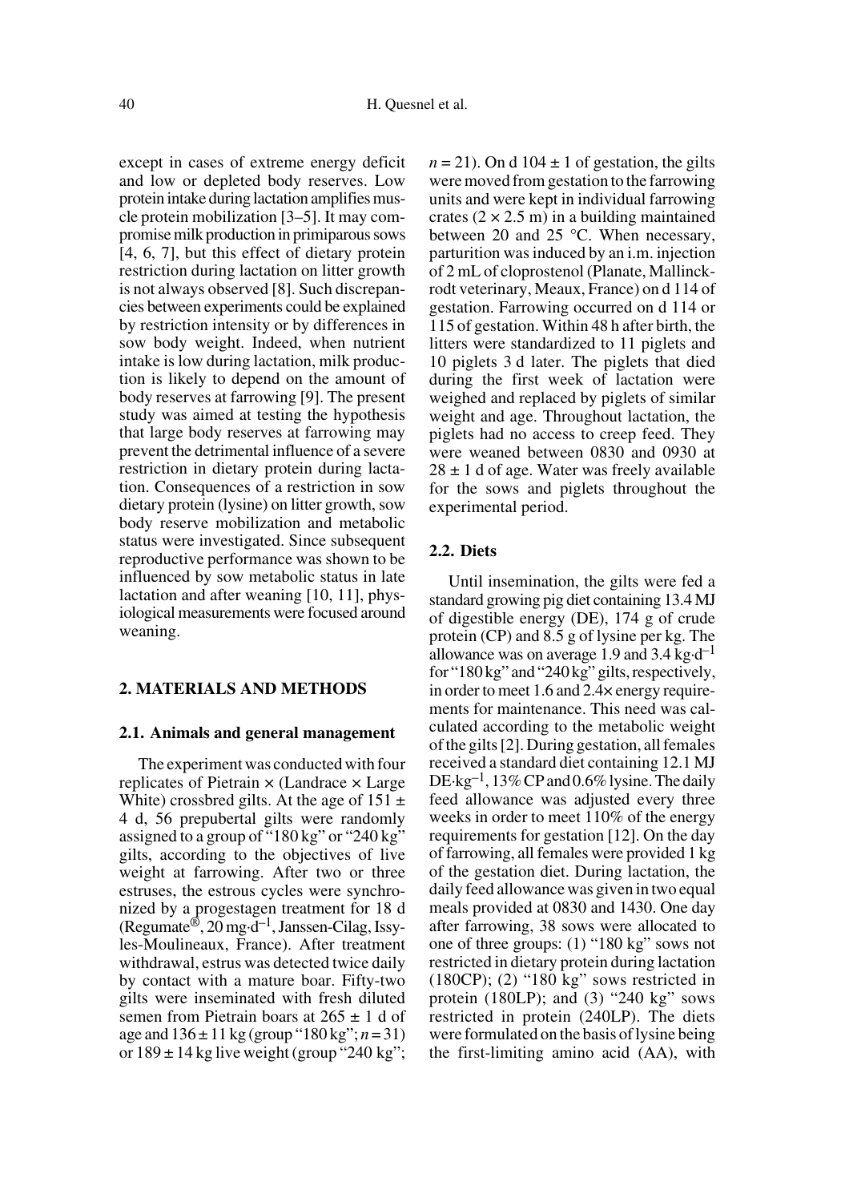except in cases of extreme energy deficit and low or depleted body reserves. Low protein intake during lactation amplifies muscle protein mobilization [3–5]. It may compromise milk production in primiparous sows [4, 6, 7], but this effect of dietary protein restriction during lactation on litter growth is not always observed [8]. Such discrepancies between experiments could be explained by restriction intensity or by differences in sow body weight. Indeed, when nutrient intake is low during lactation, milk production is likely to depend on the amount of body reserves at farrowing [9]. The present study was aimed at testing the hypothesis that large body reserves at farrowing may prevent the detrimental influence of a severe restriction in dietary protein during lactation. Consequences of a restriction in sow dietary protein (lysine) on litter growth, sow body reserve mobilization and metabolic status were investigated. Since subsequent reproductive performance was shown to be influenced by sow metabolic status in late lactation and after weaning [10, 11], physiological measurements were focused around weaning.

## 2. MATERIALS AND METHODS

### 2.1. Animals and general management

The experiment was conducted with four replicates of Pietrain × (Landrace × Large White) crossbred gilts. At the age of 151 ± 4 d, 56 prepubertal gilts were randomly assigned to a group of "180 kg" or "240 kg" gilts, according to the objectives of live weight at farrowing. After two or three estruses, the estrous cycles were synchronized by a progestagen treatment for 18 d (Regumate®, 20 mg·d$^{-1}$, Janssen-Cilag, Issy-les-Moulineaux, France). After treatment withdrawal, estrus was detected twice daily by contact with a mature boar. Fifty-two gilts were inseminated with fresh diluted semen from Pietrain boars at 265 ± 1 d of age and 136 ± 11 kg (group "180 kg"; $n = 31$) or 189 ± 14 kg live weight (group "240 kg"; $n = 21$). On d 104 ± 1 of gestation, the gilts were moved from gestation to the farrowing units and were kept in individual farrowing crates (2 × 2.5 m) in a building maintained between 20 and 25 °C. When necessary, parturition was induced by an i.m. injection of 2 mL of cloprostenol (Planate, Mallinckrodt veterinary, Meaux, France) on d 114 of gestation. Farrowing occurred on d 114 or 115 of gestation. Within 48 h after birth, the litters were standardized to 11 piglets and 10 piglets 3 d later. The piglets that died during the first week of lactation were weighed and replaced by piglets of similar weight and age. Throughout lactation, the piglets had no access to creep feed. They were weaned between 0830 and 0930 at 28 ± 1 d of age. Water was freely available for the sows and piglets throughout the experimental period.

### 2.2. Diets

Until insemination, the gilts were fed a standard growing pig diet containing 13.4 MJ of digestible energy (DE), 174 g of crude protein (CP) and 8.5 g of lysine per kg. The allowance was on average 1.9 and 3.4 kg·d$^{-1}$ for "180 kg" and "240 kg" gilts, respectively, in order to meet 1.6 and 2.4× energy requirements for maintenance. This need was calculated according to the metabolic weight of the gilts [2]. During gestation, all females received a standard diet containing 12.1 MJ DE·kg$^{-1}$, 13% CP and 0.6% lysine. The daily feed allowance was adjusted every three weeks in order to meet 110% of the energy requirements for gestation [12]. On the day of farrowing, all females were provided 1 kg of the gestation diet. During lactation, the daily feed allowance was given in two equal meals provided at 0830 and 1430. One day after farrowing, 38 sows were allocated to one of three groups: (1) "180 kg" sows not restricted in dietary protein during lactation (180CP); (2) "180 kg" sows restricted in protein (180LP); and (3) "240 kg" sows restricted in protein (240LP). The diets were formulated on the basis of lysine being the first-limiting amino acid (AA), with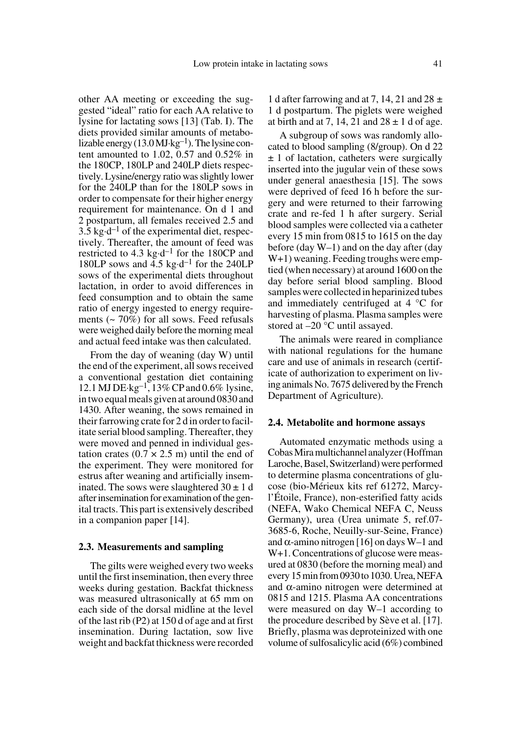other AA meeting or exceeding the suggested "ideal" ratio for each AA relative to lysine for lactating sows [13] (Tab. I). The diets provided similar amounts of metabolizable energy (13.0 MJ·kg$^{-1}$). The lysine content amounted to 1.02, 0.57 and 0.52% in the 180CP, 180LP and 240LP diets respectively. Lysine/energy ratio was slightly lower for the 240LP than for the 180LP sows in order to compensate for their higher energy requirement for maintenance. On d 1 and 2 postpartum, all females received 2.5 and 3.5 kg·d$^{-1}$ of the experimental diet, respectively. Thereafter, the amount of feed was restricted to 4.3 kg·d$^{-1}$ for the 180CP and 180LP sows and 4.5 kg·d$^{-1}$ for the 240LP sows of the experimental diets throughout lactation, in order to avoid differences in feed consumption and to obtain the same ratio of energy ingested to energy requirements (~ 70%) for all sows. Feed refusals were weighed daily before the morning meal and actual feed intake was then calculated.

From the day of weaning (day W) until the end of the experiment, all sows received a conventional gestation diet containing 12.1 MJ DE·kg$^{-1}$, 13% CP and 0.6% lysine, in two equal meals given at around 0830 and 1430. After weaning, the sows remained in their farrowing crate for 2 d in order to facilitate serial blood sampling. Thereafter, they were moved and penned in individual gestation crates (0.7 × 2.5 m) until the end of the experiment. They were monitored for estrus after weaning and artificially inseminated. The sows were slaughtered 30 ± 1 d after insemination for examination of the genital tracts. This part is extensively described in a companion paper [14].

### 2.3. Measurements and sampling

The gilts were weighed every two weeks until the first insemination, then every three weeks during gestation. Backfat thickness was measured ultrasonically at 65 mm on each side of the dorsal midline at the level of the last rib (P2) at 150 d of age and at first insemination. During lactation, sow live weight and backfat thickness were recorded 1 d after farrowing and at 7, 14, 21 and 28 ± 1 d postpartum. The piglets were weighed at birth and at 7, 14, 21 and 28 ± 1 d of age.

A subgroup of sows was randomly allocated to blood sampling (8/group). On d 22 ± 1 of lactation, catheters were surgically inserted into the jugular vein of these sows under general anaesthesia [15]. The sows were deprived of feed 16 h before the surgery and were returned to their farrowing crate and re-fed 1 h after surgery. Serial blood samples were collected via a catheter every 15 min from 0815 to 1615 on the day before (day W–1) and on the day after (day W+1) weaning. Feeding troughs were emptied (when necessary) at around 1600 on the day before serial blood sampling. Blood samples were collected in heparinized tubes and immediately centrifuged at 4 °C for harvesting of plasma. Plasma samples were stored at –20 °C until assayed.

The animals were reared in compliance with national regulations for the humane care and use of animals in research (certificate of authorization to experiment on living animals No. 7675 delivered by the French Department of Agriculture).

### 2.4. Metabolite and hormone assays

Automated enzymatic methods using a Cobas Mira multichannel analyzer (Hoffman Laroche, Basel, Switzerland) were performed to determine plasma concentrations of glucose (bio-Mérieux kits ref 61272, Marcy-l'Étoile, France), non-esterified fatty acids (NEFA, Wako Chemical NEFA C, Neuss Germany), urea (Urea unimate 5, ref.07-3685-6, Roche, Neuilly-sur-Seine, France) and α-amino nitrogen [16] on days W–1 and W+1. Concentrations of glucose were measured at 0830 (before the morning meal) and every 15 min from 0930 to 1030. Urea, NEFA and α-amino nitrogen were determined at 0815 and 1215. Plasma AA concentrations were measured on day W–1 according to the procedure described by Sève et al. [17]. Briefly, plasma was deproteinized with one volume of sulfosalicylic acid (6%) combined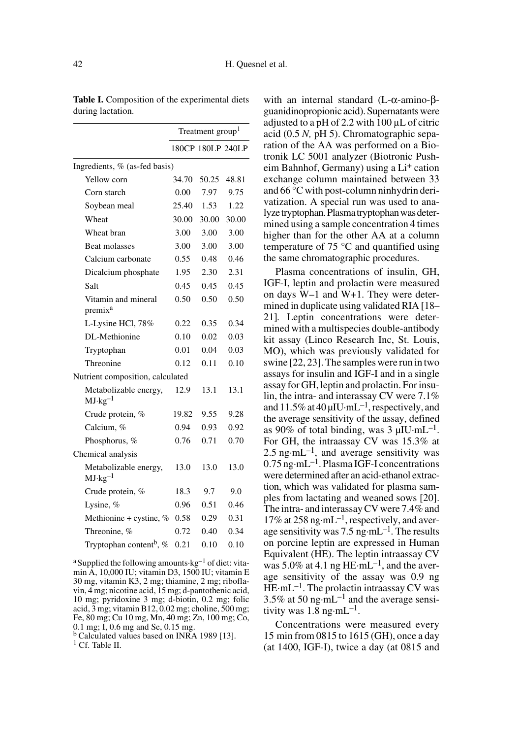**Table I.** Composition of the experimental diets during lactation.

| | Treatment group[1] | | |
|---|---|---|---|
| | 180CP | 180LP | 240LP |
| Ingredients, % (as-fed basis) | | | |
| Yellow corn | 34.70 | 50.25 | 48.81 |
| Corn starch | 0.00 | 7.97 | 9.75 |
| Soybean meal | 25.40 | 1.53 | 1.22 |
| Wheat | 30.00 | 30.00 | 30.00 |
| Wheat bran | 3.00 | 3.00 | 3.00 |
| Beat molasses | 3.00 | 3.00 | 3.00 |
| Calcium carbonate | 0.55 | 0.48 | 0.46 |
| Dicalcium phosphate | 1.95 | 2.30 | 2.31 |
| Salt | 0.45 | 0.45 | 0.45 |
| Vitamin and mineral premix[a] | 0.50 | 0.50 | 0.50 |
| L-Lysine HCl, 78% | 0.22 | 0.35 | 0.34 |
| DL-Methionine | 0.10 | 0.02 | 0.03 |
| Tryptophan | 0.01 | 0.04 | 0.03 |
| Threonine | 0.12 | 0.11 | 0.10 |
| Nutrient composition, calculated | | | |
| Metabolizable energy, $MJ \cdot kg^{-1}$ | 12.9 | 13.1 | 13.1 |
| Crude protein, % | 19.82 | 9.55 | 9.28 |
| Calcium, % | 0.94 | 0.93 | 0.92 |
| Phosphorus, % | 0.76 | 0.71 | 0.70 |
| Chemical analysis | | | |
| Metabolizable energy, $MJ \cdot kg^{-1}$ | 13.0 | 13.0 | 13.0 |
| Crude protein, % | 18.3 | 9.7 | 9.0 |
| Lysine, % | 0.96 | 0.51 | 0.46 |
| Methionine + cystine, % | 0.58 | 0.29 | 0.31 |
| Threonine, % | 0.72 | 0.40 | 0.34 |
| Tryptophan content[b], % | 0.21 | 0.10 | 0.10 |

[a] Supplied the following amounts$\cdot kg^{-1}$ of diet: vitamin A, 10,000 IU; vitamin D3, 1500 IU; vitamin E 30 mg, vitamin K3, 2 mg; thiamine, 2 mg; riboflavin, 4 mg; nicotine acid, 15 mg; d-pantothenic acid, 10 mg; pyridoxine 3 mg; d-biotin, 0.2 mg; folic acid, 3 mg; vitamin B12, 0.02 mg; choline, 500 mg; Fe, 80 mg; Cu 10 mg, Mn, 40 mg; Zn, 100 mg; Co, 0.1 mg; I, 0.6 mg and Se, 0.15 mg.
[b] Calculated values based on INRA 1989 [13].
[1] Cf. Table II.

with an internal standard (L-α-amino-β-guanidinopropionic acid). Supernatants were adjusted to a pH of 2.2 with 100 μL of citric acid (0.5 *N,* pH 5). Chromatographic separation of the AA was performed on a Biotronik LC 5001 analyzer (Biotronic Pusheim Bahnhof, Germany) using a $Li^+$ cation exchange column maintained between 33 and 66 °C with post-column ninhydrin derivatization. A special run was used to analyze tryptophan. Plasma tryptophan was determined using a sample concentration 4 times higher than for the other AA at a column temperature of 75 °C and quantified using the same chromatographic procedures.

Plasma concentrations of insulin, GH, IGF-I, leptin and prolactin were measured on days W–1 and W+1. They were determined in duplicate using validated RIA [18–21]. Leptin concentrations were determined with a multispecies double-antibody kit assay (Linco Research Inc, St. Louis, MO), which was previously validated for swine [22, 23]. The samples were run in two assays for insulin and IGF-I and in a single assay for GH, leptin and prolactin. For insulin, the intra- and interassay CV were 7.1% and 11.5% at 40 $\mu IU \cdot mL^{-1}$, respectively, and the average sensitivity of the assay, defined as 90% of total binding, was 3 $\mu IU \cdot mL^{-1}$. For GH, the intraassay CV was 15.3% at 2.5 $ng \cdot mL^{-1}$, and average sensitivity was 0.75 $ng \cdot mL^{-1}$. Plasma IGF-I concentrations were determined after an acid-ethanol extraction, which was validated for plasma samples from lactating and weaned sows [20]. The intra- and interassay CV were 7.4% and 17% at 258 $ng \cdot mL^{-1}$, respectively, and average sensitivity was 7.5 $ng \cdot mL^{-1}$. The results on porcine leptin are expressed in Human Equivalent (HE). The leptin intraassay CV was 5.0% at 4.1 ng $HE \cdot mL^{-1}$, and the average sensitivity of the assay was 0.9 ng $HE \cdot mL^{-1}$. The prolactin intraassay CV was 3.5% at 50 $ng \cdot mL^{-1}$ and the average sensitivity was 1.8 $ng \cdot mL^{-1}$.

Concentrations were measured every 15 min from 0815 to 1615 (GH), once a day (at 1400, IGF-I), twice a day (at 0815 and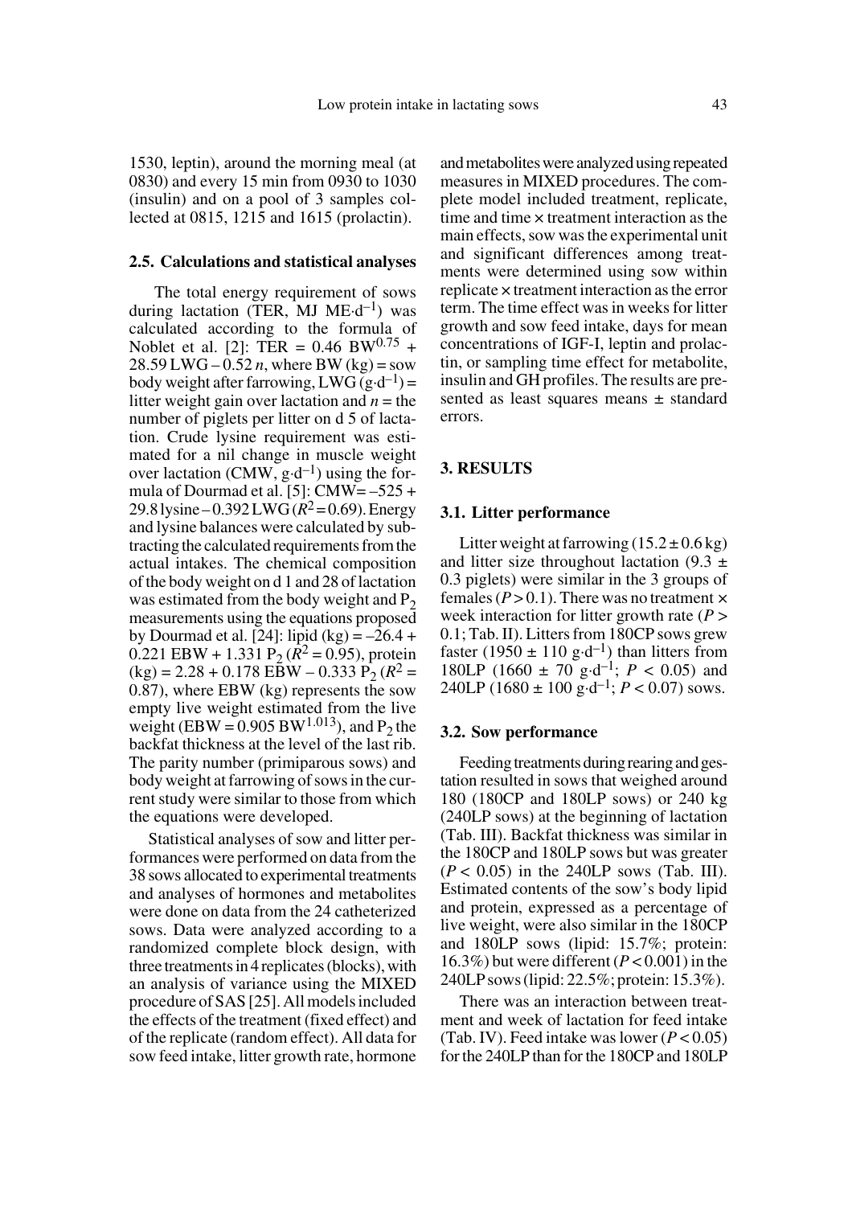1530, leptin), around the morning meal (at 0830) and every 15 min from 0930 to 1030 (insulin) and on a pool of 3 samples collected at 0815, 1215 and 1615 (prolactin).

### 2.5. Calculations and statistical analyses

The total energy requirement of sows during lactation (TER, MJ ME·d$^{-1}$) was calculated according to the formula of Noblet et al. [2]: TER = 0.46 BW$^{0.75}$ + 28.59 LWG – 0.52 $n$, where BW (kg) = sow body weight after farrowing, LWG (g·d$^{-1}$) = litter weight gain over lactation and $n$ = the number of piglets per litter on d 5 of lactation. Crude lysine requirement was estimated for a nil change in muscle weight over lactation (CMW, g·d$^{-1}$) using the formula of Dourmad et al. [5]: CMW= –525 + 29.8 lysine – 0.392 LWG ($R^2$ = 0.69). Energy and lysine balances were calculated by subtracting the calculated requirements from the actual intakes. The chemical composition of the body weight on d 1 and 28 of lactation was estimated from the body weight and $P_2$ measurements using the equations proposed by Dourmad et al. [24]: lipid (kg) = –26.4 + 0.221 EBW + 1.331 $P_2$ ($R^2$ = 0.95), protein (kg) = 2.28 + 0.178 EBW – 0.333 $P_2$ ($R^2$ = 0.87), where EBW (kg) represents the sow empty live weight estimated from the live weight (EBW = 0.905 BW$^{1.013}$), and $P_2$ the backfat thickness at the level of the last rib. The parity number (primiparous sows) and body weight at farrowing of sows in the current study were similar to those from which the equations were developed.

Statistical analyses of sow and litter performances were performed on data from the 38 sows allocated to experimental treatments and analyses of hormones and metabolites were done on data from the 24 catheterized sows. Data were analyzed according to a randomized complete block design, with three treatments in 4 replicates (blocks), with an analysis of variance using the MIXED procedure of SAS [25]. All models included the effects of the treatment (fixed effect) and of the replicate (random effect). All data for sow feed intake, litter growth rate, hormone and metabolites were analyzed using repeated measures in MIXED procedures. The complete model included treatment, replicate, time and time × treatment interaction as the main effects, sow was the experimental unit and significant differences among treatments were determined using sow within replicate × treatment interaction as the error term. The time effect was in weeks for litter growth and sow feed intake, days for mean concentrations of IGF-I, leptin and prolactin, or sampling time effect for metabolite, insulin and GH profiles. The results are presented as least squares means ± standard errors.

## 3. RESULTS

### 3.1. Litter performance

Litter weight at farrowing (15.2 ± 0.6 kg) and litter size throughout lactation (9.3 ± 0.3 piglets) were similar in the 3 groups of females ($P$ > 0.1). There was no treatment × week interaction for litter growth rate ($P$ > 0.1; Tab. II). Litters from 180CP sows grew faster (1950 ± 110 g·d$^{-1}$) than litters from 180LP (1660 ± 70 g·d$^{-1}$; $P$ < 0.05) and 240LP (1680 ± 100 g·d$^{-1}$; $P$ < 0.07) sows.

### 3.2. Sow performance

Feeding treatments during rearing and gestation resulted in sows that weighed around 180 (180CP and 180LP sows) or 240 kg (240LP sows) at the beginning of lactation (Tab. III). Backfat thickness was similar in the 180CP and 180LP sows but was greater ($P$ < 0.05) in the 240LP sows (Tab. III). Estimated contents of the sow's body lipid and protein, expressed as a percentage of live weight, were also similar in the 180CP and 180LP sows (lipid: 15.7%; protein: 16.3%) but were different ($P$ < 0.001) in the 240LP sows (lipid: 22.5%; protein: 15.3%).

There was an interaction between treatment and week of lactation for feed intake (Tab. IV). Feed intake was lower ($P$ < 0.05) for the 240LP than for the 180CP and 180LP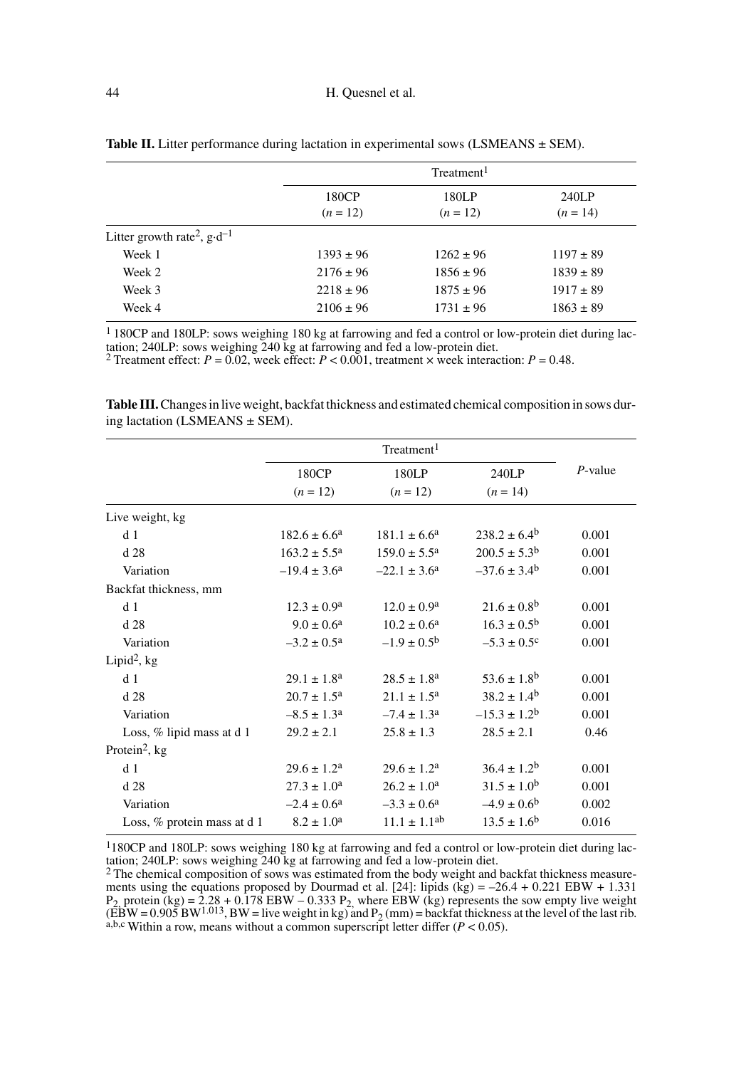**Table II.** Litter performance during lactation in experimental sows (LSMEANS ± SEM).

| | Treatment[1] | | |
|---|---|---|---|
| | 180CP ($n$ = 12) | 180LP ($n$ = 12) | 240LP ($n$ = 14) |
| Litter growth rate[2], $g \cdot d^{-1}$ | | | |
| Week 1 | 1393 ± 96 | 1262 ± 96 | 1197 ± 89 |
| Week 2 | 2176 ± 96 | 1856 ± 96 | 1839 ± 89 |
| Week 3 | 2218 ± 96 | 1875 ± 96 | 1917 ± 89 |
| Week 4 | 2106 ± 96 | 1731 ± 96 | 1863 ± 89 |

[1] 180CP and 180LP: sows weighing 180 kg at farrowing and fed a control or low-protein diet during lactation; 240LP: sows weighing 240 kg at farrowing and fed a low-protein diet.
[2] Treatment effect: $P = 0.02$, week effect: $P < 0.001$, treatment × week interaction: $P = 0.48$.

**Table III.** Changes in live weight, backfat thickness and estimated chemical composition in sows during lactation (LSMEANS ± SEM).

| | Treatment[1] | | | $P$-value |
|---|---|---|---|---|
| | 180CP ($n$ = 12) | 180LP ($n$ = 12) | 240LP ($n$ = 14) | |
| Live weight, kg | | | | |
| d 1 | 182.6 ± 6.6[a] | 181.1 ± 6.6[a] | 238.2 ± 6.4[b] | 0.001 |
| d 28 | 163.2 ± 5.5[a] | 159.0 ± 5.5[a] | 200.5 ± 5.3[b] | 0.001 |
| Variation | –19.4 ± 3.6[a] | –22.1 ± 3.6[a] | –37.6 ± 3.4[b] | 0.001 |
| Backfat thickness, mm | | | | |
| d 1 | 12.3 ± 0.9[a] | 12.0 ± 0.9[a] | 21.6 ± 0.8[b] | 0.001 |
| d 28 | 9.0 ± 0.6[a] | 10.2 ± 0.6[a] | 16.3 ± 0.5[b] | 0.001 |
| Variation | –3.2 ± 0.5[a] | –1.9 ± 0.5[b] | –5.3 ± 0.5[c] | 0.001 |
| Lipid[2], kg | | | | |
| d 1 | 29.1 ± 1.8[a] | 28.5 ± 1.8[a] | 53.6 ± 1.8[b] | 0.001 |
| d 28 | 20.7 ± 1.5[a] | 21.1 ± 1.5[a] | 38.2 ± 1.4[b] | 0.001 |
| Variation | –8.5 ± 1.3[a] | –7.4 ± 1.3[a] | –15.3 ± 1.2[b] | 0.001 |
| Loss, % lipid mass at d 1 | 29.2 ± 2.1 | 25.8 ± 1.3 | 28.5 ± 2.1 | 0.46 |
| Protein[2], kg | | | | |
| d 1 | 29.6 ± 1.2[a] | 29.6 ± 1.2[a] | 36.4 ± 1.2[b] | 0.001 |
| d 28 | 27.3 ± 1.0[a] | 26.2 ± 1.0[a] | 31.5 ± 1.0[b] | 0.001 |
| Variation | –2.4 ± 0.6[a] | –3.3 ± 0.6[a] | –4.9 ± 0.6[b] | 0.002 |
| Loss, % protein mass at d 1 | 8.2 ± 1.0[a] | 11.1 ± 1.1[ab] | 13.5 ± 1.6[b] | 0.016 |

[1] 180CP and 180LP: sows weighing 180 kg at farrowing and fed a control or low-protein diet during lactation; 240LP: sows weighing 240 kg at farrowing and fed a low-protein diet.
[2] The chemical composition of sows was estimated from the body weight and backfat thickness measurements using the equations proposed by Dourmad et al. [24]: lipids (kg) = $-26.4 + 0.221$ EBW + $1.331$ $P_2$, protein (kg) = $2.28 + 0.178$ EBW – $0.333$ $P_2$, where EBW (kg) represents the sow empty live weight (EBW = $0.905$ $BW^{1.013}$, BW = live weight in kg) and $P_2$ (mm) = backfat thickness at the level of the last rib.
[a,b,c] Within a row, means without a common superscript letter differ ($P < 0.05$).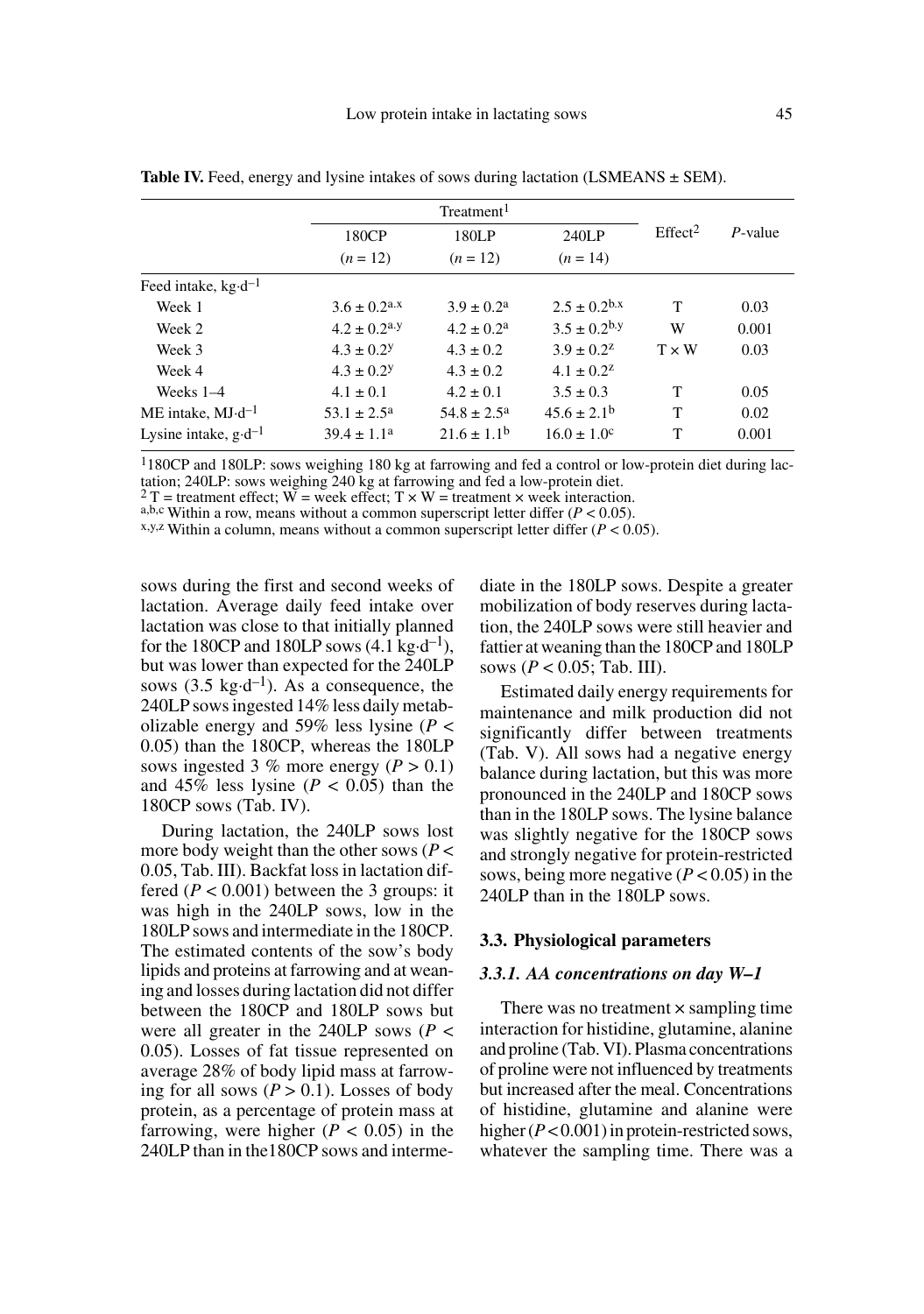**Table IV.** Feed, energy and lysine intakes of sows during lactation (LSMEANS ± SEM).

| | Treatment[1] | | | Effect[2] | *P*-value |
|---|---|---|---|---|---|
| | 180CP ($n$ = 12) | 180LP ($n$ = 12) | 240LP ($n$ = 14) | | |
| Feed intake, kg·d$^{-1}$ | | | | | |
| Week 1 | 3.6 ± 0.2$^{a,x}$ | 3.9 ± 0.2$^{a}$ | 2.5 ± 0.2$^{b,x}$ | T | 0.03 |
| Week 2 | 4.2 ± 0.2$^{a,y}$ | 4.2 ± 0.2$^{a}$ | 3.5 ± 0.2$^{b,y}$ | W | 0.001 |
| Week 3 | 4.3 ± 0.2$^{y}$ | 4.3 ± 0.2 | 3.9 ± 0.2$^{z}$ | T × W | 0.03 |
| Week 4 | 4.3 ± 0.2$^{y}$ | 4.3 ± 0.2 | 4.1 ± 0.2$^{z}$ | | |
| Weeks 1–4 | 4.1 ± 0.1 | 4.2 ± 0.1 | 3.5 ± 0.3 | T | 0.05 |
| ME intake, MJ·d$^{-1}$ | 53.1 ± 2.5$^{a}$ | 54.8 ± 2.5$^{a}$ | 45.6 ± 2.1$^{b}$ | T | 0.02 |
| Lysine intake, g·d$^{-1}$ | 39.4 ± 1.1$^{a}$ | 21.6 ± 1.1$^{b}$ | 16.0 ± 1.0$^{c}$ | T | 0.001 |

[1] 180CP and 180LP: sows weighing 180 kg at farrowing and fed a control or low-protein diet during lactation; 240LP: sows weighing 240 kg at farrowing and fed a low-protein diet.
[2] T = treatment effect; W = week effect; T × W = treatment × week interaction.
[a,b,c] Within a row, means without a common superscript letter differ ($P < 0.05$).
[x,y,z] Within a column, means without a common superscript letter differ ($P < 0.05$).

sows during the first and second weeks of lactation. Average daily feed intake over lactation was close to that initially planned for the 180CP and 180LP sows (4.1 kg·d$^{-1}$), but was lower than expected for the 240LP sows (3.5 kg·d$^{-1}$). As a consequence, the 240LP sows ingested 14% less daily metabolizable energy and 59% less lysine ($P < 0.05$) than the 180CP, whereas the 180LP sows ingested 3 % more energy ($P > 0.1$) and 45% less lysine ($P < 0.05$) than the 180CP sows (Tab. IV).

During lactation, the 240LP sows lost more body weight than the other sows ($P < 0.05$, Tab. III). Backfat loss in lactation differed ($P < 0.001$) between the 3 groups: it was high in the 240LP sows, low in the 180LP sows and intermediate in the 180CP. The estimated contents of the sow's body lipids and proteins at farrowing and at weaning and losses during lactation did not differ between the 180CP and 180LP sows but were all greater in the 240LP sows ($P < 0.05$). Losses of fat tissue represented on average 28% of body lipid mass at farrowing for all sows ($P > 0.1$). Losses of body protein, as a percentage of protein mass at farrowing, were higher ($P < 0.05$) in the 240LP than in the180CP sows and intermediate in the 180LP sows. Despite a greater mobilization of body reserves during lactation, the 240LP sows were still heavier and fattier at weaning than the 180CP and 180LP sows ($P < 0.05$; Tab. III).

Estimated daily energy requirements for maintenance and milk production did not significantly differ between treatments (Tab. V). All sows had a negative energy balance during lactation, but this was more pronounced in the 240LP and 180CP sows than in the 180LP sows. The lysine balance was slightly negative for the 180CP sows and strongly negative for protein-restricted sows, being more negative ($P < 0.05$) in the 240LP than in the 180LP sows.

### 3.3. Physiological parameters

#### *3.3.1. AA concentrations on day W–1*

There was no treatment × sampling time interaction for histidine, glutamine, alanine and proline (Tab. VI). Plasma concentrations of proline were not influenced by treatments but increased after the meal. Concentrations of histidine, glutamine and alanine were higher ($P < 0.001$) in protein-restricted sows, whatever the sampling time. There was a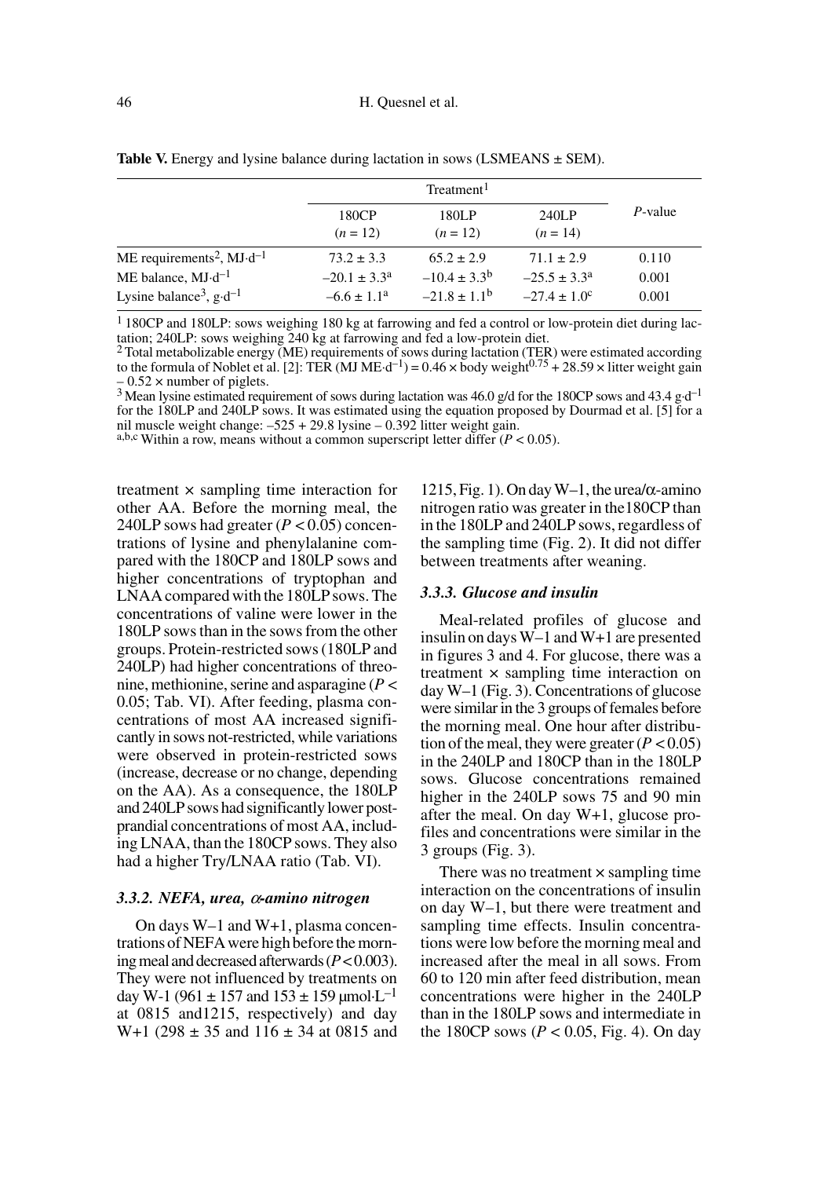**Table V.** Energy and lysine balance during lactation in sows (LSMEANS ± SEM).

| | Treatment[1] | | | *P*-value |
|---|---|---|---|---|
| | 180CP ($n$ = 12) | 180LP ($n$ = 12) | 240LP ($n$ = 14) | |
| ME requirements[2], $MJ \cdot d^{-1}$ | 73.2 ± 3.3 | 65.2 ± 2.9 | 71.1 ± 2.9 | 0.110 |
| ME balance, $MJ \cdot d^{-1}$ | $-20.1 \pm 3.3^{a}$ | $-10.4 \pm 3.3^{b}$ | $-25.5 \pm 3.3^{a}$ | 0.001 |
| Lysine balance[3], $g \cdot d^{-1}$ | $-6.6 \pm 1.1^{a}$ | $-21.8 \pm 1.1^{b}$ | $-27.4 \pm 1.0^{c}$ | 0.001 |

[1] 180CP and 180LP: sows weighing 180 kg at farrowing and fed a control or low-protein diet during lactation; 240LP: sows weighing 240 kg at farrowing and fed a low-protein diet.
[2] Total metabolizable energy (ME) requirements of sows during lactation (TER) were estimated according to the formula of Noblet et al. [2]: TER ($MJ\ ME \cdot d^{-1}$) = 0.46 × body weight$^{0.75}$ + 28.59 × litter weight gain – 0.52 × number of piglets.
[3] Mean lysine estimated requirement of sows during lactation was 46.0 g/d for the 180CP sows and 43.4 $g \cdot d^{-1}$ for the 180LP and 240LP sows. It was estimated using the equation proposed by Dourmad et al. [5] for a nil muscle weight change: –525 + 29.8 lysine – 0.392 litter weight gain.
[a,b,c] Within a row, means without a common superscript letter differ ($P < 0.05$).

treatment × sampling time interaction for other AA. Before the morning meal, the 240LP sows had greater ($P < 0.05$) concentrations of lysine and phenylalanine compared with the 180CP and 180LP sows and higher concentrations of tryptophan and LNAA compared with the 180LP sows. The concentrations of valine were lower in the 180LP sows than in the sows from the other groups. Protein-restricted sows (180LP and 240LP) had higher concentrations of threonine, methionine, serine and asparagine ($P < 0.05$; Tab. VI). After feeding, plasma concentrations of most AA increased significantly in sows not-restricted, while variations were observed in protein-restricted sows (increase, decrease or no change, depending on the AA). As a consequence, the 180LP and 240LP sows had significantly lower postprandial concentrations of most AA, including LNAA, than the 180CP sows. They also had a higher Try/LNAA ratio (Tab. VI).

### 3.3.2. NEFA, urea, α-amino nitrogen

On days W–1 and W+1, plasma concentrations of NEFA were high before the morning meal and decreased afterwards ($P < 0.003$). They were not influenced by treatments on day W-1 (961 ± 157 and 153 ± 159 $\mu mol \cdot L^{-1}$ at 0815 and1215, respectively) and day W+1 (298 ± 35 and 116 ± 34 at 0815 and 1215, Fig. 1). On day W–1, the urea/α-amino nitrogen ratio was greater in the180CP than in the 180LP and 240LP sows, regardless of the sampling time (Fig. 2). It did not differ between treatments after weaning.

### 3.3.3. Glucose and insulin

Meal-related profiles of glucose and insulin on days W–1 and W+1 are presented in figures 3 and 4. For glucose, there was a treatment × sampling time interaction on day W–1 (Fig. 3). Concentrations of glucose were similar in the 3 groups of females before the morning meal. One hour after distribution of the meal, they were greater ($P < 0.05$) in the 240LP and 180CP than in the 180LP sows. Glucose concentrations remained higher in the 240LP sows 75 and 90 min after the meal. On day W+1, glucose profiles and concentrations were similar in the 3 groups (Fig. 3).

There was no treatment × sampling time interaction on the concentrations of insulin on day W–1, but there were treatment and sampling time effects. Insulin concentrations were low before the morning meal and increased after the meal in all sows. From 60 to 120 min after feed distribution, mean concentrations were higher in the 240LP than in the 180LP sows and intermediate in the 180CP sows ($P < 0.05$, Fig. 4). On day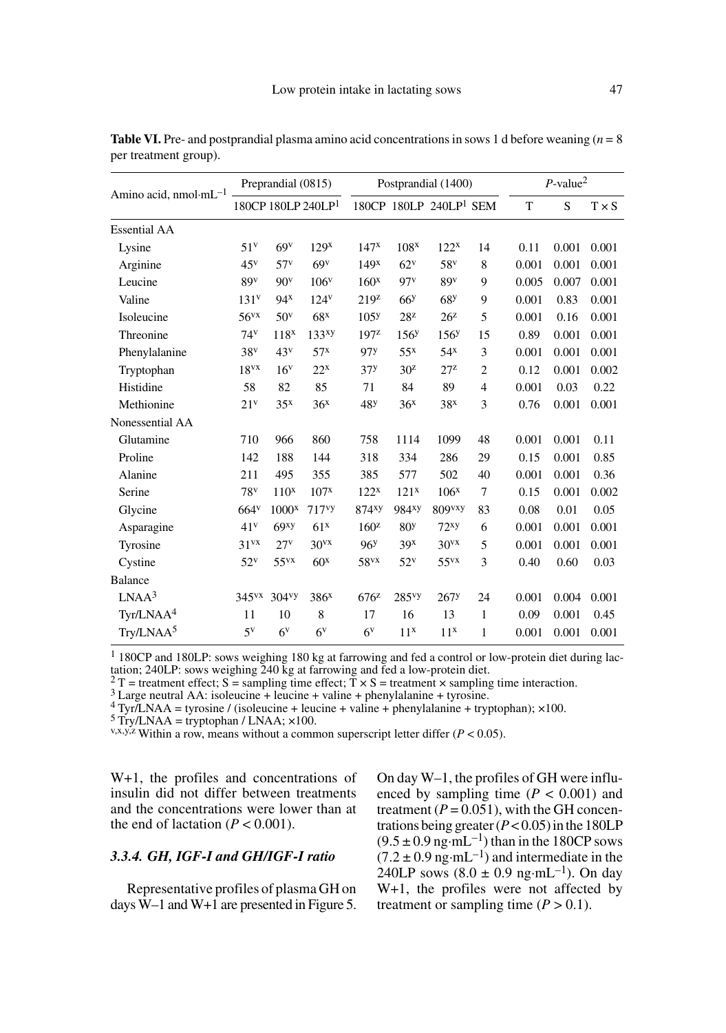**Table VI.** Pre- and postprandial plasma amino acid concentrations in sows 1 d before weaning ($n$ = 8 per treatment group).

| Amino acid, nmol·mL$^{-1}$ | Preprandial (0815) | | | Postprandial (1400) | | | | $P$-value[2] | | |
|---|---|---|---|---|---|---|---|---|---|---|
| | 180CP | 180LP | 240LP[1] | 180CP | 180LP | 240LP[1] | SEM | T | S | T × S |
| Essential AA | | | | | | | | | | |
| Lysine | 51$^{v}$ | 69$^{v}$ | 129$^{x}$ | 147$^{x}$ | 108$^{x}$ | 122$^{x}$ | 14 | 0.11 | 0.001 | 0.001 |
| Arginine | 45$^{v}$ | 57$^{v}$ | 69$^{v}$ | 149$^{x}$ | 62$^{v}$ | 58$^{v}$ | 8 | 0.001 | 0.001 | 0.001 |
| Leucine | 89$^{v}$ | 90$^{v}$ | 106$^{v}$ | 160$^{x}$ | 97$^{v}$ | 89$^{v}$ | 9 | 0.005 | 0.007 | 0.001 |
| Valine | 131$^{v}$ | 94$^{x}$ | 124$^{v}$ | 219$^{z}$ | 66$^{y}$ | 68$^{y}$ | 9 | 0.001 | 0.83 | 0.001 |
| Isoleucine | 56$^{vx}$ | 50$^{v}$ | 68$^{x}$ | 105$^{y}$ | 28$^{z}$ | 26$^{z}$ | 5 | 0.001 | 0.16 | 0.001 |
| Threonine | 74$^{v}$ | 118$^{x}$ | 133$^{xy}$ | 197$^{z}$ | 156$^{y}$ | 156$^{y}$ | 15 | 0.89 | 0.001 | 0.001 |
| Phenylalanine | 38$^{v}$ | 43$^{v}$ | 57$^{x}$ | 97$^{y}$ | 55$^{x}$ | 54$^{x}$ | 3 | 0.001 | 0.001 | 0.001 |
| Tryptophan | 18$^{vx}$ | 16$^{v}$ | 22$^{x}$ | 37$^{y}$ | 30$^{z}$ | 27$^{z}$ | 2 | 0.12 | 0.001 | 0.002 |
| Histidine | 58 | 82 | 85 | 71 | 84 | 89 | 4 | 0.001 | 0.03 | 0.22 |
| Methionine | 21$^{v}$ | 35$^{x}$ | 36$^{x}$ | 48$^{y}$ | 36$^{x}$ | 38$^{x}$ | 3 | 0.76 | 0.001 | 0.001 |
| Nonessential AA | | | | | | | | | | |
| Glutamine | 710 | 966 | 860 | 758 | 1114 | 1099 | 48 | 0.001 | 0.001 | 0.11 |
| Proline | 142 | 188 | 144 | 318 | 334 | 286 | 29 | 0.15 | 0.001 | 0.85 |
| Alanine | 211 | 495 | 355 | 385 | 577 | 502 | 40 | 0.001 | 0.001 | 0.36 |
| Serine | 78$^{v}$ | 110$^{x}$ | 107$^{x}$ | 122$^{x}$ | 121$^{x}$ | 106$^{x}$ | 7 | 0.15 | 0.001 | 0.002 |
| Glycine | 664$^{v}$ | 1000$^{x}$ | 717$^{vy}$ | 874$^{xy}$ | 984$^{xy}$ | 809$^{vxy}$ | 83 | 0.08 | 0.01 | 0.05 |
| Asparagine | 41$^{v}$ | 69$^{xy}$ | 61$^{x}$ | 160$^{z}$ | 80$^{y}$ | 72$^{xy}$ | 6 | 0.001 | 0.001 | 0.001 |
| Tyrosine | 31$^{vx}$ | 27$^{v}$ | 30$^{vx}$ | 96$^{y}$ | 39$^{x}$ | 30$^{vx}$ | 5 | 0.001 | 0.001 | 0.001 |
| Cystine | 52$^{v}$ | 55$^{vx}$ | 60$^{x}$ | 58$^{vx}$ | 52$^{v}$ | 55$^{vx}$ | 3 | 0.40 | 0.60 | 0.03 |
| Balance | | | | | | | | | | |
| LNAA[3] | 345$^{vx}$ | 304$^{vy}$ | 386$^{x}$ | 676$^{z}$ | 285$^{vy}$ | 267$^{y}$ | 24 | 0.001 | 0.004 | 0.001 |
| Tyr/LNAA[4] | 11 | 10 | 8 | 17 | 16 | 13 | 1 | 0.09 | 0.001 | 0.45 |
| Try/LNAA[5] | 5$^{v}$ | 6$^{v}$ | 6$^{v}$ | 6$^{v}$ | 11$^{x}$ | 11$^{x}$ | 1 | 0.001 | 0.001 | 0.001 |

[1] 180CP and 180LP: sows weighing 180 kg at farrowing and fed a control or low-protein diet during lactation; 240LP: sows weighing 240 kg at farrowing and fed a low-protein diet.
[2] T = treatment effect; S = sampling time effect; T × S = treatment × sampling time interaction.
[3] Large neutral AA: isoleucine + leucine + valine + phenylalanine + tyrosine.
[4] Tyr/LNAA = tyrosine / (isoleucine + leucine + valine + phenylalanine + tryptophan); ×100.
[5] Try/LNAA = tryptophan / LNAA; ×100.
v,x,y,z Within a row, means without a common superscript letter differ ($P < 0.05$).

W+1, the profiles and concentrations of insulin did not differ between treatments and the concentrations were lower than at the end of lactation ($P < 0.001$).

#### 3.3.4. GH, IGF-I and GH/IGF-I ratio

Representative profiles of plasma GH on days W–1 and W+1 are presented in Figure 5. On day W–1, the profiles of GH were influenced by sampling time ($P < 0.001$) and treatment ($P = 0.051$), with the GH concentrations being greater ($P < 0.05$) in the 180LP ($9.5 \pm 0.9$ ng·mL$^{-1}$) than in the 180CP sows ($7.2 \pm 0.9$ ng·mL$^{-1}$) and intermediate in the 240LP sows ($8.0 \pm 0.9$ ng·mL$^{-1}$). On day W+1, the profiles were not affected by treatment or sampling time ($P > 0.1$).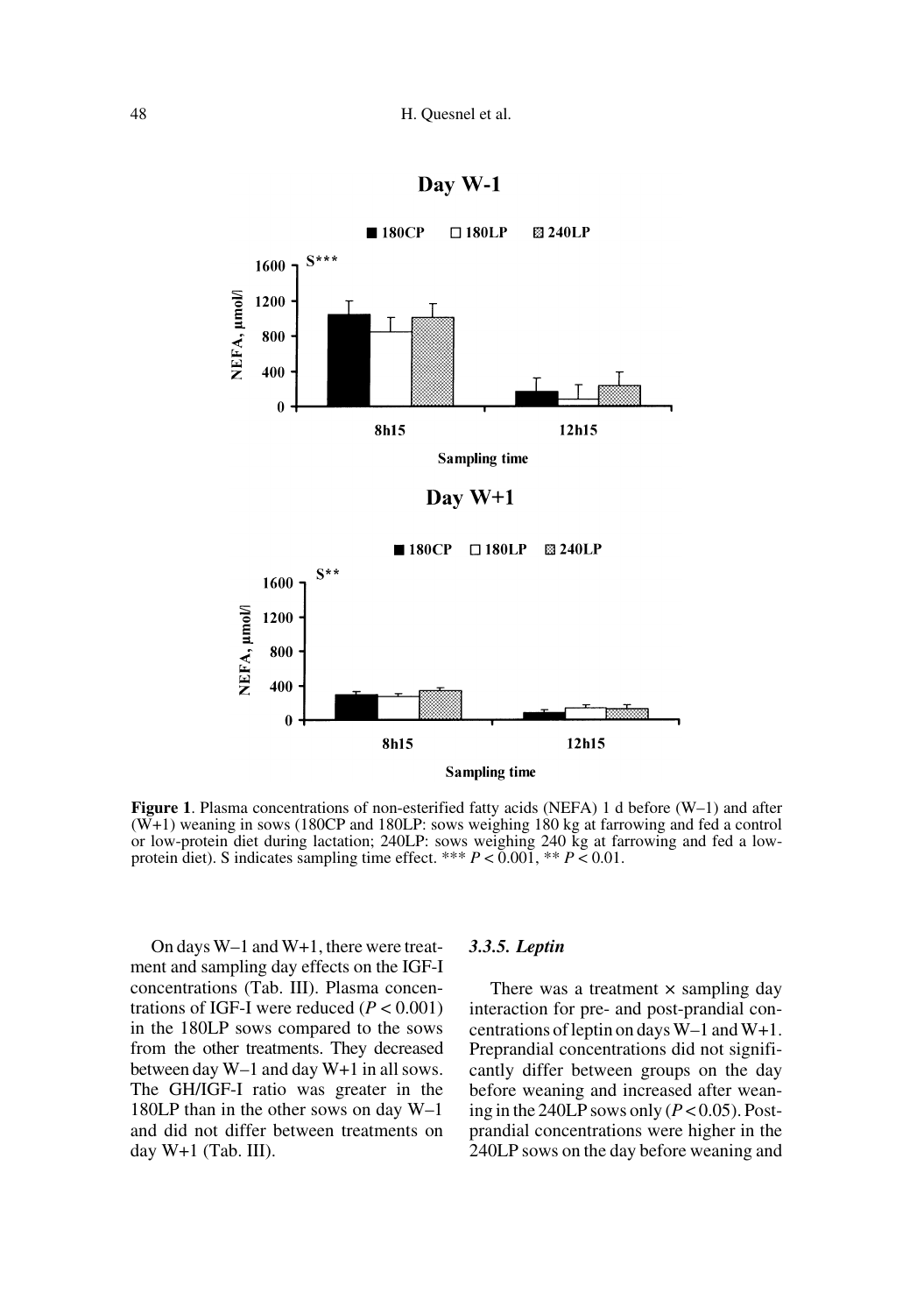Day W-1

■ 180CP □ 180LP ▨ 240LP

S***

NEFA, µmol/l

1600
1200
800
400
0

8h15 12h15

Sampling time

Day W+1

■ 180CP □ 180LP ▨ 240LP

S**

NEFA, µmol/l

1600
1200
800
400
0

8h15 12h15

Sampling time

**Figure 1**. Plasma concentrations of non-esterified fatty acids (NEFA) 1 d before (W–1) and after (W+1) weaning in sows (180CP and 180LP: sows weighing 180 kg at farrowing and fed a control or low-protein diet during lactation; 240LP: sows weighing 240 kg at farrowing and fed a low-protein diet). S indicates sampling time effect. *** $P < 0.001$, ** $P < 0.01$.

On days W–1 and W+1, there were treatment and sampling day effects on the IGF-I concentrations (Tab. III). Plasma concentrations of IGF-I were reduced ($P < 0.001$) in the 180LP sows compared to the sows from the other treatments. They decreased between day W–1 and day W+1 in all sows. The GH/IGF-I ratio was greater in the 180LP than in the other sows on day W–1 and did not differ between treatments on day W+1 (Tab. III).

### *3.3.5. Leptin*

There was a treatment × sampling day interaction for pre- and post-prandial concentrations of leptin on days W–1 and W+1. Preprandial concentrations did not significantly differ between groups on the day before weaning and increased after weaning in the 240LP sows only ($P < 0.05$). Postprandial concentrations were higher in the 240LP sows on the day before weaning and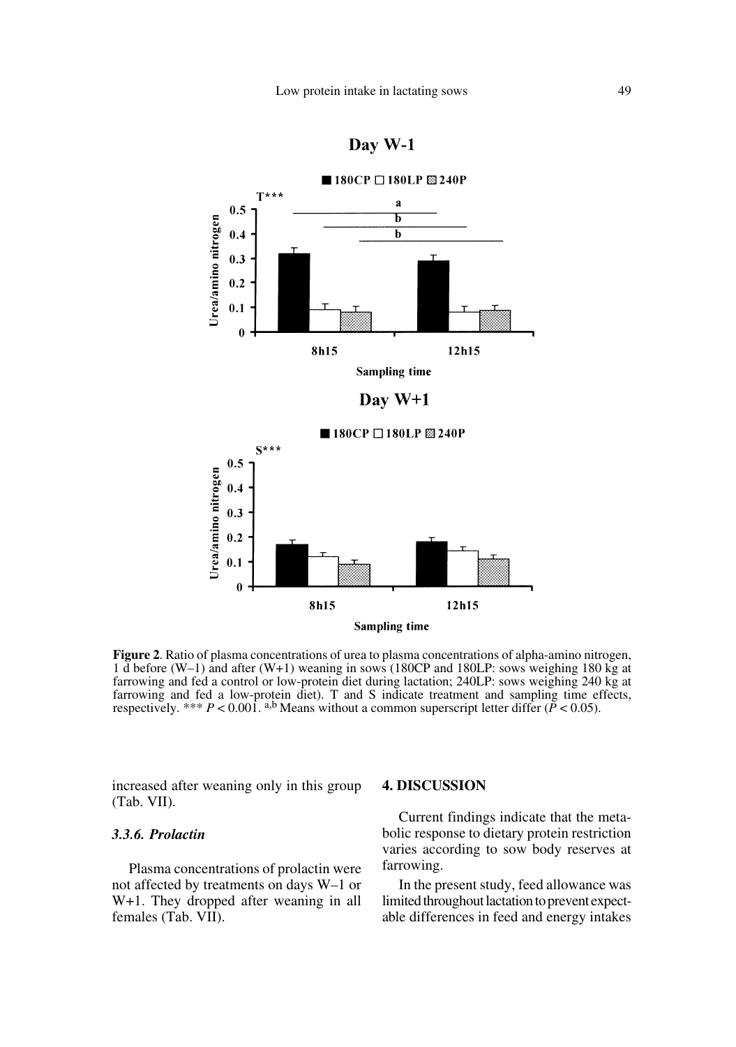Day W-1

■ 180CP □ 180LP ▨ 240P

T***

a

b

b

Urea/amino nitrogen

0.5

0.4

0.3

0.2

0.1

0

8h15

12h15

Sampling time

Day W+1

■ 180CP □ 180LP ▨ 240P

S***

Urea/amino nitrogen

0.5

0.4

0.3

0.2

0.1

0

8h15

12h15

Sampling time

**Figure 2**. Ratio of plasma concentrations of urea to plasma concentrations of alpha-amino nitrogen, 1 d before (W–1) and after (W+1) weaning in sows (180CP and 180LP: sows weighing 180 kg at farrowing and fed a control or low-protein diet during lactation; 240LP: sows weighing 240 kg at farrowing and fed a low-protein diet). T and S indicate treatment and sampling time effects, respectively. *** $P < 0.001$. [a,b] Means without a common superscript letter differ ($P < 0.05$).

increased after weaning only in this group (Tab. VII).

### 3.3.6. Prolactin

Plasma concentrations of prolactin were not affected by treatments on days W–1 or W+1. They dropped after weaning in all females (Tab. VII).

## 4. DISCUSSION

Current findings indicate that the metabolic response to dietary protein restriction varies according to sow body reserves at farrowing.

In the present study, feed allowance was limited throughout lactation to prevent expectable differences in feed and energy intakes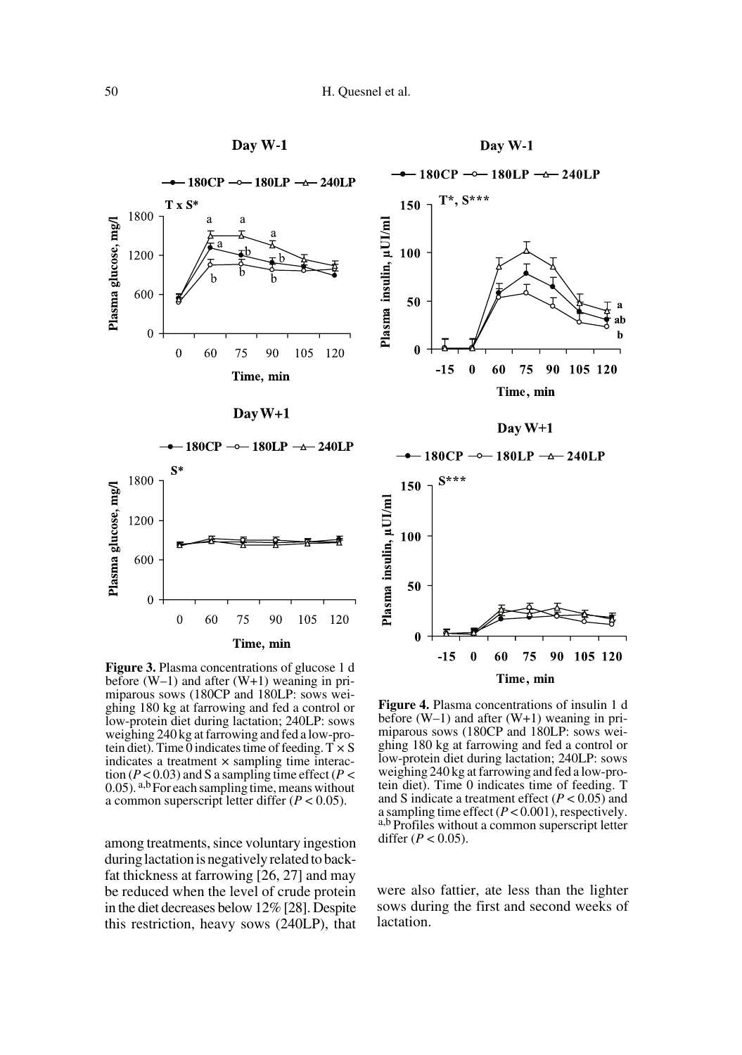**Day W-1**

180CP 180LP 240LP

T x S*

a a a a b b b b b

1800 1200 600 0

Plasma glucose, mg/l

0 60 75 90 105 120

Time, min

**Day W+1**

180CP 180LP 240LP

S*

1800 1200 600 0

Plasma glucose, mg/l

0 60 75 90 105 120

Time, min

**Figure 3.** Plasma concentrations of glucose 1 d before (W–1) and after (W+1) weaning in primiparous sows (180CP and 180LP: sows weighing 180 kg at farrowing and fed a control or low-protein diet during lactation; 240LP: sows weighing 240 kg at farrowing and fed a low-protein diet). Time 0 indicates time of feeding. T × S indicates a treatment × sampling time interaction ($P < 0.03$) and S a sampling time effect ($P < 0.05$). [a,b] For each sampling time, means without a common superscript letter differ ($P < 0.05$).

**Day W-1**

180CP 180LP 240LP

T*, S***

a ab b

150 100 50 0

Plasma insulin, µUI/ml

-15 0 60 75 90 105 120

Time, min

**Day W+1**

180CP 180LP 240LP

S***

150 100 50 0

Plasma insulin, µUI/ml

-15 0 60 75 90 105 120

Time, min

**Figure 4.** Plasma concentrations of insulin 1 d before (W–1) and after (W+1) weaning in primiparous sows (180CP and 180LP: sows weighing 180 kg at farrowing and fed a control or low-protein diet during lactation; 240LP: sows weighing 240 kg at farrowing and fed a low-protein diet). Time 0 indicates time of feeding. T and S indicate a treatment effect ($P < 0.05$) and a sampling time effect ($P < 0.001$), respectively. [a,b] Profiles without a common superscript letter differ ($P < 0.05$).

among treatments, since voluntary ingestion during lactation is negatively related to backfat thickness at farrowing [26, 27] and may be reduced when the level of crude protein in the diet decreases below 12% [28]. Despite this restriction, heavy sows (240LP), that were also fattier, ate less than the lighter sows during the first and second weeks of lactation.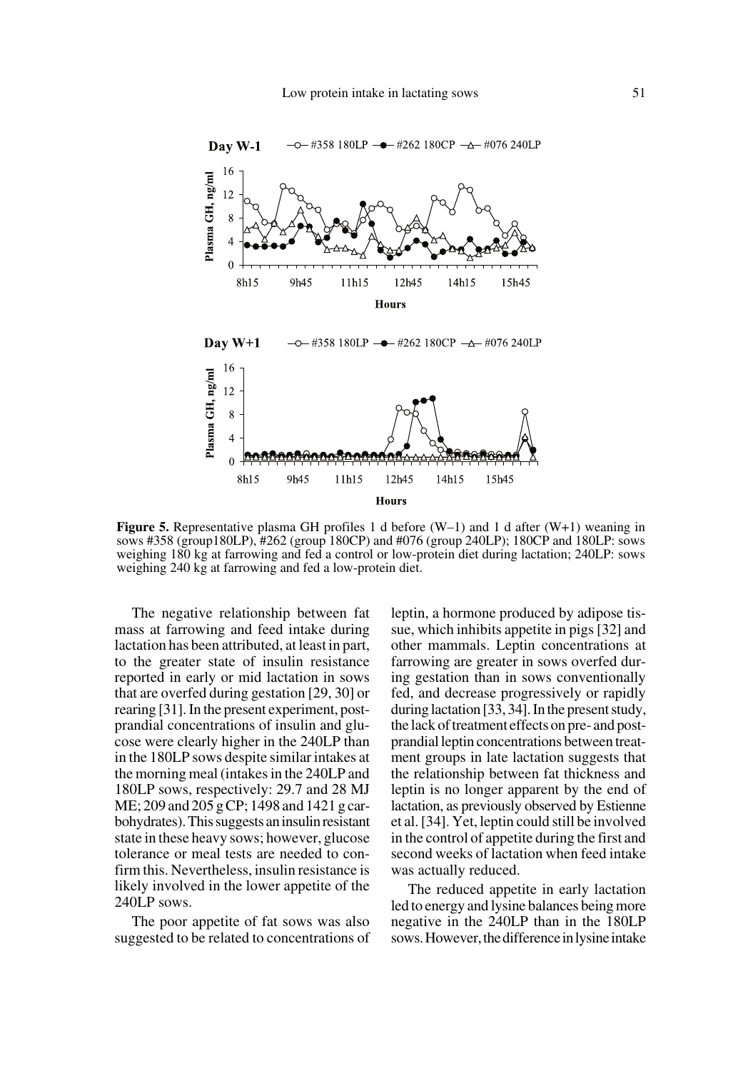Day W-1

—○— #358 180LP —●— #262 180CP —△— #076 240LP

Plasma GH, ng/ml

16
12
8
4
0

8h15 9h45 11h15 12h45 14h15 15h45

Hours

Day W+1

—○— #358 180LP —●— #262 180CP —△— #076 240LP

Plasma GH, ng/ml

16
12
8
4
0

8h15 9h45 11h15 12h45 14h15 15h45

Hours

**Figure 5.** Representative plasma GH profiles 1 d before (W–1) and 1 d after (W+1) weaning in sows #358 (group180LP), #262 (group 180CP) and #076 (group 240LP); 180CP and 180LP: sows weighing 180 kg at farrowing and fed a control or low-protein diet during lactation; 240LP: sows weighing 240 kg at farrowing and fed a low-protein diet.

The negative relationship between fat mass at farrowing and feed intake during lactation has been attributed, at least in part, to the greater state of insulin resistance reported in early or mid lactation in sows that are overfed during gestation [29, 30] or rearing [31]. In the present experiment, postprandial concentrations of insulin and glucose were clearly higher in the 240LP than in the 180LP sows despite similar intakes at the morning meal (intakes in the 240LP and 180LP sows, respectively: 29.7 and 28 MJ ME; 209 and 205 g CP; 1498 and 1421 g carbohydrates). This suggests an insulin resistant state in these heavy sows; however, glucose tolerance or meal tests are needed to confirm this. Nevertheless, insulin resistance is likely involved in the lower appetite of the 240LP sows.

The poor appetite of fat sows was also suggested to be related to concentrations of leptin, a hormone produced by adipose tissue, which inhibits appetite in pigs [32] and other mammals. Leptin concentrations at farrowing are greater in sows overfed during gestation than in sows conventionally fed, and decrease progressively or rapidly during lactation [33, 34]. In the present study, the lack of treatment effects on pre- and postprandial leptin concentrations between treatment groups in late lactation suggests that the relationship between fat thickness and leptin is no longer apparent by the end of lactation, as previously observed by Estienne et al. [34]. Yet, leptin could still be involved in the control of appetite during the first and second weeks of lactation when feed intake was actually reduced.

The reduced appetite in early lactation led to energy and lysine balances being more negative in the 240LP than in the 180LP sows. However, the difference in lysine intake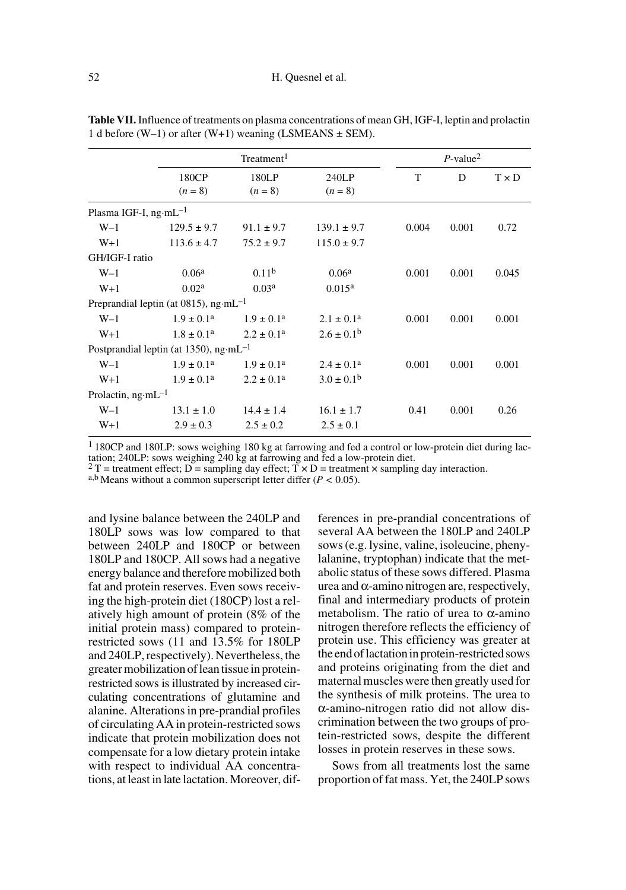**Table VII.** Influence of treatments on plasma concentrations of mean GH, IGF-I, leptin and prolactin 1 d before (W–1) or after (W+1) weaning (LSMEANS ± SEM).

| | Treatment[1] | | | $P$-value[2] | | |
|---|---|---|---|---|---|---|
| | 180CP ($n$ = 8) | 180LP ($n$ = 8) | 240LP ($n$ = 8) | T | D | T × D |
| Plasma IGF-I, ng·mL$^{-1}$ | | | | | | |
| W–1 | 129.5 ± 9.7 | 91.1 ± 9.7 | 139.1 ± 9.7 | 0.004 | 0.001 | 0.72 |
| W+1 | 113.6 ± 4.7 | 75.2 ± 9.7 | 115.0 ± 9.7 | | | |
| GH/IGF-I ratio | | | | | | |
| W–1 | 0.06$^{a}$ | 0.11$^{b}$ | 0.06$^{a}$ | 0.001 | 0.001 | 0.045 |
| W+1 | 0.02$^{a}$ | 0.03$^{a}$ | 0.015$^{a}$ | | | |
| Preprandial leptin (at 0815), ng·mL$^{-1}$ | | | | | | |
| W–1 | 1.9 ± 0.1$^{a}$ | 1.9 ± 0.1$^{a}$ | 2.1 ± 0.1$^{a}$ | 0.001 | 0.001 | 0.001 |
| W+1 | 1.8 ± 0.1$^{a}$ | 2.2 ± 0.1$^{a}$ | 2.6 ± 0.1$^{b}$ | | | |
| Postprandial leptin (at 1350), ng·mL$^{-1}$ | | | | | | |
| W–1 | 1.9 ± 0.1$^{a}$ | 1.9 ± 0.1$^{a}$ | 2.4 ± 0.1$^{a}$ | 0.001 | 0.001 | 0.001 |
| W+1 | 1.9 ± 0.1$^{a}$ | 2.2 ± 0.1$^{a}$ | 3.0 ± 0.1$^{b}$ | | | |
| Prolactin, ng·mL$^{-1}$ | | | | | | |
| W–1 | 13.1 ± 1.0 | 14.4 ± 1.4 | 16.1 ± 1.7 | 0.41 | 0.001 | 0.26 |
| W+1 | 2.9 ± 0.3 | 2.5 ± 0.2 | 2.5 ± 0.1 | | | |

[1] 180CP and 180LP: sows weighing 180 kg at farrowing and fed a control or low-protein diet during lactation; 240LP: sows weighing 240 kg at farrowing and fed a low-protein diet.
[2] T = treatment effect; D = sampling day effect; T × D = treatment × sampling day interaction.
[a,b] Means without a common superscript letter differ ($P < 0.05$).

and lysine balance between the 240LP and 180LP sows was low compared to that between 240LP and 180CP or between 180LP and 180CP. All sows had a negative energy balance and therefore mobilized both fat and protein reserves. Even sows receiving the high-protein diet (180CP) lost a relatively high amount of protein (8% of the initial protein mass) compared to protein-restricted sows (11 and 13.5% for 180LP and 240LP, respectively). Nevertheless, the greater mobilization of lean tissue in protein-restricted sows is illustrated by increased circulating concentrations of glutamine and alanine. Alterations in pre-prandial profiles of circulating AA in protein-restricted sows indicate that protein mobilization does not compensate for a low dietary protein intake with respect to individual AA concentrations, at least in late lactation. Moreover, differences in pre-prandial concentrations of several AA between the 180LP and 240LP sows (e.g. lysine, valine, isoleucine, phenylalanine, tryptophan) indicate that the metabolic status of these sows differed. Plasma urea and α-amino nitrogen are, respectively, final and intermediary products of protein metabolism. The ratio of urea to α-amino nitrogen therefore reflects the efficiency of protein use. This efficiency was greater at the end of lactation in protein-restricted sows and proteins originating from the diet and maternal muscles were then greatly used for the synthesis of milk proteins. The urea to α-amino-nitrogen ratio did not allow discrimination between the two groups of protein-restricted sows, despite the different losses in protein reserves in these sows.

Sows from all treatments lost the same proportion of fat mass. Yet, the 240LP sows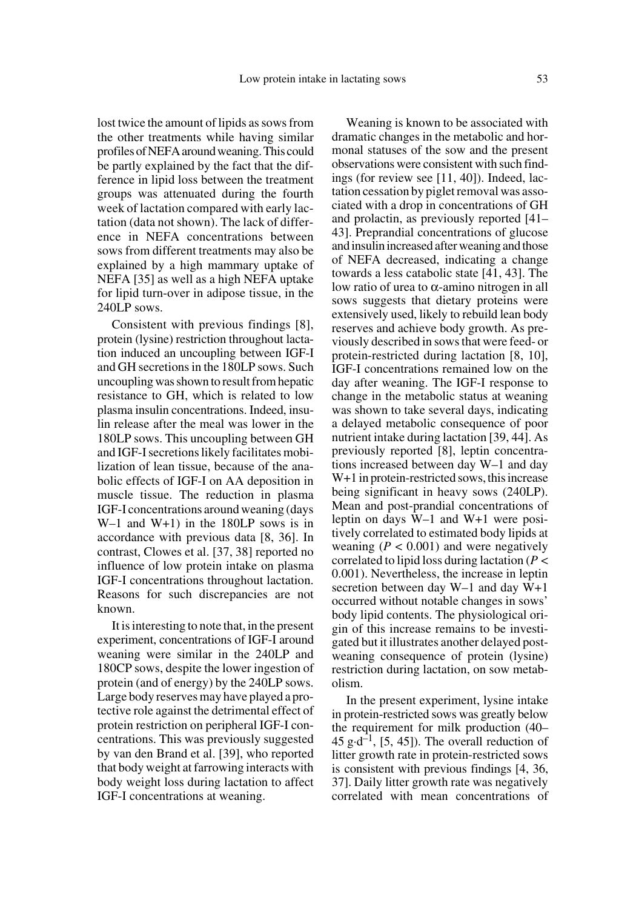lost twice the amount of lipids as sows from the other treatments while having similar profiles of NEFA around weaning. This could be partly explained by the fact that the difference in lipid loss between the treatment groups was attenuated during the fourth week of lactation compared with early lactation (data not shown). The lack of difference in NEFA concentrations between sows from different treatments may also be explained by a high mammary uptake of NEFA [35] as well as a high NEFA uptake for lipid turn-over in adipose tissue, in the 240LP sows.

Consistent with previous findings [8], protein (lysine) restriction throughout lactation induced an uncoupling between IGF-I and GH secretions in the 180LP sows. Such uncoupling was shown to result from hepatic resistance to GH, which is related to low plasma insulin concentrations. Indeed, insulin release after the meal was lower in the 180LP sows. This uncoupling between GH and IGF-I secretions likely facilitates mobilization of lean tissue, because of the anabolic effects of IGF-I on AA deposition in muscle tissue. The reduction in plasma IGF-I concentrations around weaning (days W–1 and W+1) in the 180LP sows is in accordance with previous data [8, 36]. In contrast, Clowes et al. [37, 38] reported no influence of low protein intake on plasma IGF-I concentrations throughout lactation. Reasons for such discrepancies are not known.

It is interesting to note that, in the present experiment, concentrations of IGF-I around weaning were similar in the 240LP and 180CP sows, despite the lower ingestion of protein (and of energy) by the 240LP sows. Large body reserves may have played a protective role against the detrimental effect of protein restriction on peripheral IGF-I concentrations. This was previously suggested by van den Brand et al. [39], who reported that body weight at farrowing interacts with body weight loss during lactation to affect IGF-I concentrations at weaning.

Weaning is known to be associated with dramatic changes in the metabolic and hormonal statuses of the sow and the present observations were consistent with such findings (for review see [11, 40]). Indeed, lactation cessation by piglet removal was associated with a drop in concentrations of GH and prolactin, as previously reported [41–43]. Preprandial concentrations of glucose and insulin increased after weaning and those of NEFA decreased, indicating a change towards a less catabolic state [41, 43]. The low ratio of urea to α-amino nitrogen in all sows suggests that dietary proteins were extensively used, likely to rebuild lean body reserves and achieve body growth. As previously described in sows that were feed- or protein-restricted during lactation [8, 10], IGF-I concentrations remained low on the day after weaning. The IGF-I response to change in the metabolic status at weaning was shown to take several days, indicating a delayed metabolic consequence of poor nutrient intake during lactation [39, 44]. As previously reported [8], leptin concentrations increased between day W–1 and day W+1 in protein-restricted sows, this increase being significant in heavy sows (240LP). Mean and post-prandial concentrations of leptin on days W–1 and W+1 were positively correlated to estimated body lipids at weaning ($P < 0.001$) and were negatively correlated to lipid loss during lactation ($P < 0.001$). Nevertheless, the increase in leptin secretion between day W–1 and day W+1 occurred without notable changes in sows' body lipid contents. The physiological origin of this increase remains to be investigated but it illustrates another delayed post-weaning consequence of protein (lysine) restriction during lactation, on sow metabolism.

In the present experiment, lysine intake in protein-restricted sows was greatly below the requirement for milk production (40–45 $g \cdot d^{-1}$, [5, 45]). The overall reduction of litter growth rate in protein-restricted sows is consistent with previous findings [4, 36, 37]. Daily litter growth rate was negatively correlated with mean concentrations of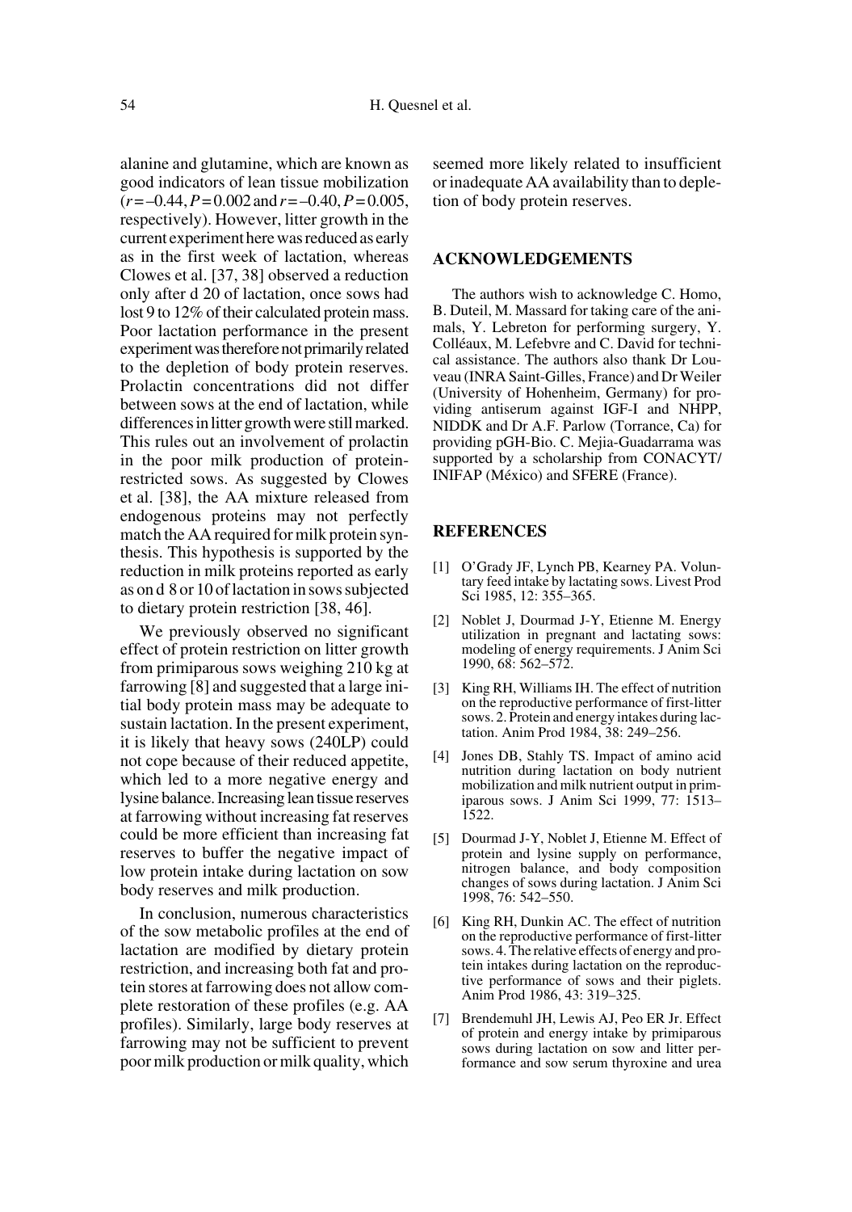alanine and glutamine, which are known as good indicators of lean tissue mobilization ($r = -0.44$, $P = 0.002$ and $r = -0.40$, $P = 0.005$, respectively). However, litter growth in the current experiment here was reduced as early as in the first week of lactation, whereas Clowes et al. [37, 38] observed a reduction only after d 20 of lactation, once sows had lost 9 to 12% of their calculated protein mass. Poor lactation performance in the present experiment was therefore not primarily related to the depletion of body protein reserves. Prolactin concentrations did not differ between sows at the end of lactation, while differences in litter growth were still marked. This rules out an involvement of prolactin in the poor milk production of protein-restricted sows. As suggested by Clowes et al. [38], the AA mixture released from endogenous proteins may not perfectly match the AA required for milk protein synthesis. This hypothesis is supported by the reduction in milk proteins reported as early as on d 8 or 10 of lactation in sows subjected to dietary protein restriction [38, 46].

We previously observed no significant effect of protein restriction on litter growth from primiparous sows weighing 210 kg at farrowing [8] and suggested that a large initial body protein mass may be adequate to sustain lactation. In the present experiment, it is likely that heavy sows (240LP) could not cope because of their reduced appetite, which led to a more negative energy and lysine balance. Increasing lean tissue reserves at farrowing without increasing fat reserves could be more efficient than increasing fat reserves to buffer the negative impact of low protein intake during lactation on sow body reserves and milk production.

In conclusion, numerous characteristics of the sow metabolic profiles at the end of lactation are modified by dietary protein restriction, and increasing both fat and protein stores at farrowing does not allow complete restoration of these profiles (e.g. AA profiles). Similarly, large body reserves at farrowing may not be sufficient to prevent poor milk production or milk quality, which seemed more likely related to insufficient or inadequate AA availability than to depletion of body protein reserves.

## ACKNOWLEDGEMENTS

The authors wish to acknowledge C. Homo, B. Duteil, M. Massard for taking care of the animals, Y. Lebreton for performing surgery, Y. Colléaux, M. Lefebvre and C. David for technical assistance. The authors also thank Dr Louveau (INRA Saint-Gilles, France) and Dr Weiler (University of Hohenheim, Germany) for providing antiserum against IGF-I and NHPP, NIDDK and Dr A.F. Parlow (Torrance, Ca) for providing pGH-Bio. C. Mejia-Guadarrama was supported by a scholarship from CONACYT/INIFAP (México) and SFERE (France).

## REFERENCES

[1] O'Grady JF, Lynch PB, Kearney PA. Voluntary feed intake by lactating sows. Livest Prod Sci 1985, 12: 355–365.

[2] Noblet J, Dourmad J-Y, Etienne M. Energy utilization in pregnant and lactating sows: modeling of energy requirements. J Anim Sci 1990, 68: 562–572.

[3] King RH, Williams IH. The effect of nutrition on the reproductive performance of first-litter sows. 2. Protein and energy intakes during lactation. Anim Prod 1984, 38: 249–256.

[4] Jones DB, Stahly TS. Impact of amino acid nutrition during lactation on body nutrient mobilization and milk nutrient output in primiparous sows. J Anim Sci 1999, 77: 1513–1522.

[5] Dourmad J-Y, Noblet J, Etienne M. Effect of protein and lysine supply on performance, nitrogen balance, and body composition changes of sows during lactation. J Anim Sci 1998, 76: 542–550.

[6] King RH, Dunkin AC. The effect of nutrition on the reproductive performance of first-litter sows. 4. The relative effects of energy and protein intakes during lactation on the reproductive performance of sows and their piglets. Anim Prod 1986, 43: 319–325.

[7] Brendemuhl JH, Lewis AJ, Peo ER Jr. Effect of protein and energy intake by primiparous sows during lactation on sow and litter performance and sow serum thyroxine and urea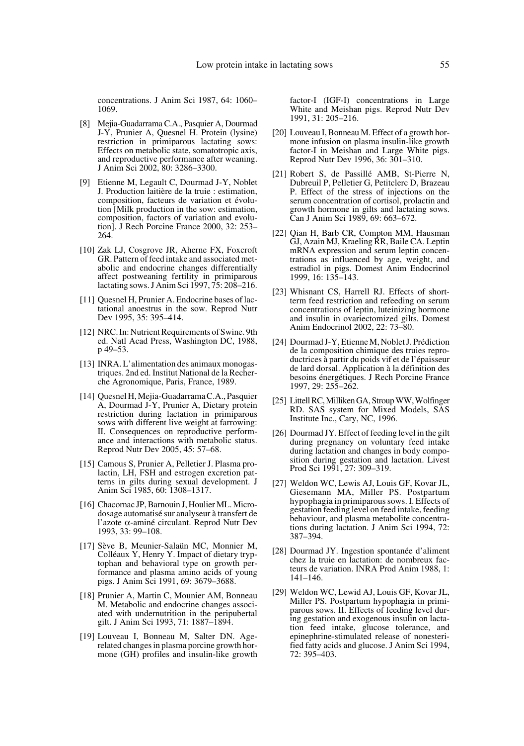concentrations. J Anim Sci 1987, 64: 1060–1069.

[8] Mejia-Guadarrama C.A., Pasquier A, Dourmad J-Y, Prunier A, Quesnel H. Protein (lysine) restriction in primiparous lactating sows: Effects on metabolic state, somatotropic axis, and reproductive performance after weaning. J Anim Sci 2002, 80: 3286–3300.

[9] Etienne M, Legault C, Dourmad J-Y, Noblet J. Production laitière de la truie : estimation, composition, facteurs de variation et évolution [Milk production in the sow: estimation, composition, factors of variation and evolution]. J Rech Porcine France 2000, 32: 253–264.

[10] Zak LJ, Cosgrove JR, Aherne FX, Foxcroft GR. Pattern of feed intake and associated metabolic and endocrine changes differentially affect postweaning fertility in primiparous lactating sows. J Anim Sci 1997, 75: 208–216.

[11] Quesnel H, Prunier A. Endocrine bases of lactational anoestrus in the sow. Reprod Nutr Dev 1995, 35: 395–414.

[12] NRC. In: Nutrient Requirements of Swine. 9th ed. Natl Acad Press, Washington DC, 1988, p 49–53.

[13] INRA. L'alimentation des animaux monogastriques. 2nd ed. Institut National de la Recherche Agronomique, Paris, France, 1989.

[14] Quesnel H, Mejia-Guadarrama C.A., Pasquier A, Dourmad J-Y, Prunier A, Dietary protein restriction during lactation in primiparous sows with different live weight at farrowing: II. Consequences on reproductive performance and interactions with metabolic status. Reprod Nutr Dev 2005, 45: 57–68.

[15] Camous S, Prunier A, Pelletier J. Plasma prolactin, LH, FSH and estrogen excretion patterns in gilts during sexual development. J Anim Sci 1985, 60: 1308–1317.

[16] Chacornac JP, Barnouin J, Houlier ML. Microdosage automatisé sur analyseur à transfert de l'azote α-aminé circulant. Reprod Nutr Dev 1993, 33: 99–108.

[17] Sève B, Meunier-Salaün MC, Monnier M, Colléaux Y, Henry Y. Impact of dietary tryptophan and behavioral type on growth performance and plasma amino acids of young pigs. J Anim Sci 1991, 69: 3679–3688.

[18] Prunier A, Martin C, Mounier AM, Bonneau M. Metabolic and endocrine changes associated with undernutrition in the peripubertal gilt. J Anim Sci 1993, 71: 1887–1894.

[19] Louveau I, Bonneau M, Salter DN. Age-related changes in plasma porcine growth hormone (GH) profiles and insulin-like growth factor-I (IGF-I) concentrations in Large White and Meishan pigs. Reprod Nutr Dev 1991, 31: 205–216.

[20] Louveau I, Bonneau M. Effect of a growth hormone infusion on plasma insulin-like growth factor-I in Meishan and Large White pigs. Reprod Nutr Dev 1996, 36: 301–310.

[21] Robert S, de Passillé AMB, St-Pierre N, Dubreuil P, Pelletier G, Petitclerc D, Brazeau P. Effect of the stress of injections on the serum concentration of cortisol, prolactin and growth hormone in gilts and lactating sows. Can J Anim Sci 1989, 69: 663–672.

[22] Qian H, Barb CR, Compton MM, Hausman GJ, Azain MJ, Kraeling RR, Baile CA. Leptin mRNA expression and serum leptin concentrations as influenced by age, weight, and estradiol in pigs. Domest Anim Endocrinol 1999, 16: 135–143.

[23] Whisnant CS, Harrell RJ. Effects of short-term feed restriction and refeeding on serum concentrations of leptin, luteinizing hormone and insulin in ovariectomized gilts. Domest Anim Endocrinol 2002, 22: 73–80.

[24] Dourmad J-Y, Etienne M, Noblet J. Prédiction de la composition chimique des truies reproductrices à partir du poids vif et de l'épaisseur de lard dorsal. Application à la définition des besoins énergétiques. J Rech Porcine France 1997, 29: 255–262.

[25] Littell RC, Milliken GA, Stroup WW, Wolfinger RD. SAS system for Mixed Models, SAS Institute Inc., Cary, NC, 1996.

[26] Dourmad JY. Effect of feeding level in the gilt during pregnancy on voluntary feed intake during lactation and changes in body composition during gestation and lactation. Livest Prod Sci 1991, 27: 309–319.

[27] Weldon WC, Lewis AJ, Louis GF, Kovar JL, Giesemann MA, Miller PS. Postpartum hypophagia in primiparous sows. I. Effects of gestation feeding level on feed intake, feeding behaviour, and plasma metabolite concentrations during lactation. J Anim Sci 1994, 72: 387–394.

[28] Dourmad JY. Ingestion spontanée d'aliment chez la truie en lactation: de nombreux facteurs de variation. INRA Prod Anim 1988, 1: 141–146.

[29] Weldon WC, Lewid AJ, Louis GF, Kovar JL, Miller PS. Postpartum hypophagia in primiparous sows. II. Effects of feeding level during gestation and exogenous insulin on lactation feed intake, glucose tolerance, and epinephrine-stimulated release of nonesterified fatty acids and glucose. J Anim Sci 1994, 72: 395–403.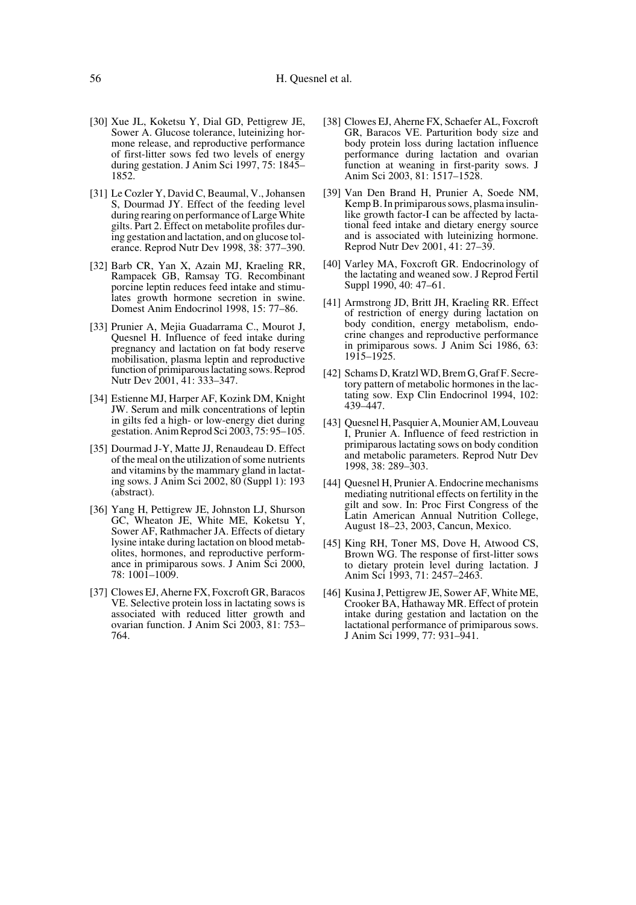[30] Xue JL, Koketsu Y, Dial GD, Pettigrew JE, Sower A. Glucose tolerance, luteinizing hormone release, and reproductive performance of first-litter sows fed two levels of energy during gestation. J Anim Sci 1997, 75: 1845–1852.

[31] Le Cozler Y, David C, Beaumal, V., Johansen S, Dourmad JY. Effect of the feeding level during rearing on performance of Large White gilts. Part 2. Effect on metabolite profiles during gestation and lactation, and on glucose tolerance. Reprod Nutr Dev 1998, 38: 377–390.

[32] Barb CR, Yan X, Azain MJ, Kraeling RR, Rampacek GB, Ramsay TG. Recombinant porcine leptin reduces feed intake and stimulates growth hormone secretion in swine. Domest Anim Endocrinol 1998, 15: 77–86.

[33] Prunier A, Mejia Guadarrama C., Mourot J, Quesnel H. Influence of feed intake during pregnancy and lactation on fat body reserve mobilisation, plasma leptin and reproductive function of primiparous lactating sows. Reprod Nutr Dev 2001, 41: 333–347.

[34] Estienne MJ, Harper AF, Kozink DM, Knight JW. Serum and milk concentrations of leptin in gilts fed a high- or low-energy diet during gestation. Anim Reprod Sci 2003, 75: 95–105.

[35] Dourmad J-Y, Matte JJ, Renaudeau D. Effect of the meal on the utilization of some nutrients and vitamins by the mammary gland in lactating sows. J Anim Sci 2002, 80 (Suppl 1): 193 (abstract).

[36] Yang H, Pettigrew JE, Johnston LJ, Shurson GC, Wheaton JE, White ME, Koketsu Y, Sower AF, Rathmacher JA. Effects of dietary lysine intake during lactation on blood metabolites, hormones, and reproductive performance in primiparous sows. J Anim Sci 2000, 78: 1001–1009.

[37] Clowes EJ, Aherne FX, Foxcroft GR, Baracos VE. Selective protein loss in lactating sows is associated with reduced litter growth and ovarian function. J Anim Sci 2003, 81: 753–764.

[38] Clowes EJ, Aherne FX, Schaefer AL, Foxcroft GR, Baracos VE. Parturition body size and body protein loss during lactation influence performance during lactation and ovarian function at weaning in first-parity sows. J Anim Sci 2003, 81: 1517–1528.

[39] Van Den Brand H, Prunier A, Soede NM, Kemp B. In primiparous sows, plasma insulin-like growth factor-I can be affected by lactational feed intake and dietary energy source and is associated with luteinizing hormone. Reprod Nutr Dev 2001, 41: 27–39.

[40] Varley MA, Foxcroft GR. Endocrinology of the lactating and weaned sow. J Reprod Fertil Suppl 1990, 40: 47–61.

[41] Armstrong JD, Britt JH, Kraeling RR. Effect of restriction of energy during lactation on body condition, energy metabolism, endocrine changes and reproductive performance in primiparous sows. J Anim Sci 1986, 63: 1915–1925.

[42] Schams D, Kratzl WD, Brem G, Graf F. Secretory pattern of metabolic hormones in the lactating sow. Exp Clin Endocrinol 1994, 102: 439–447.

[43] Quesnel H, Pasquier A, Mounier AM, Louveau I, Prunier A. Influence of feed restriction in primiparous lactating sows on body condition and metabolic parameters. Reprod Nutr Dev 1998, 38: 289–303.

[44] Quesnel H, Prunier A. Endocrine mechanisms mediating nutritional effects on fertility in the gilt and sow. In: Proc First Congress of the Latin American Annual Nutrition College, August 18–23, 2003, Cancun, Mexico.

[45] King RH, Toner MS, Dove H, Atwood CS, Brown WG. The response of first-litter sows to dietary protein level during lactation. J Anim Sci 1993, 71: 2457–2463.

[46] Kusina J, Pettigrew JE, Sower AF, White ME, Crooker BA, Hathaway MR. Effect of protein intake during gestation and lactation on the lactational performance of primiparous sows. J Anim Sci 1999, 77: 931–941.